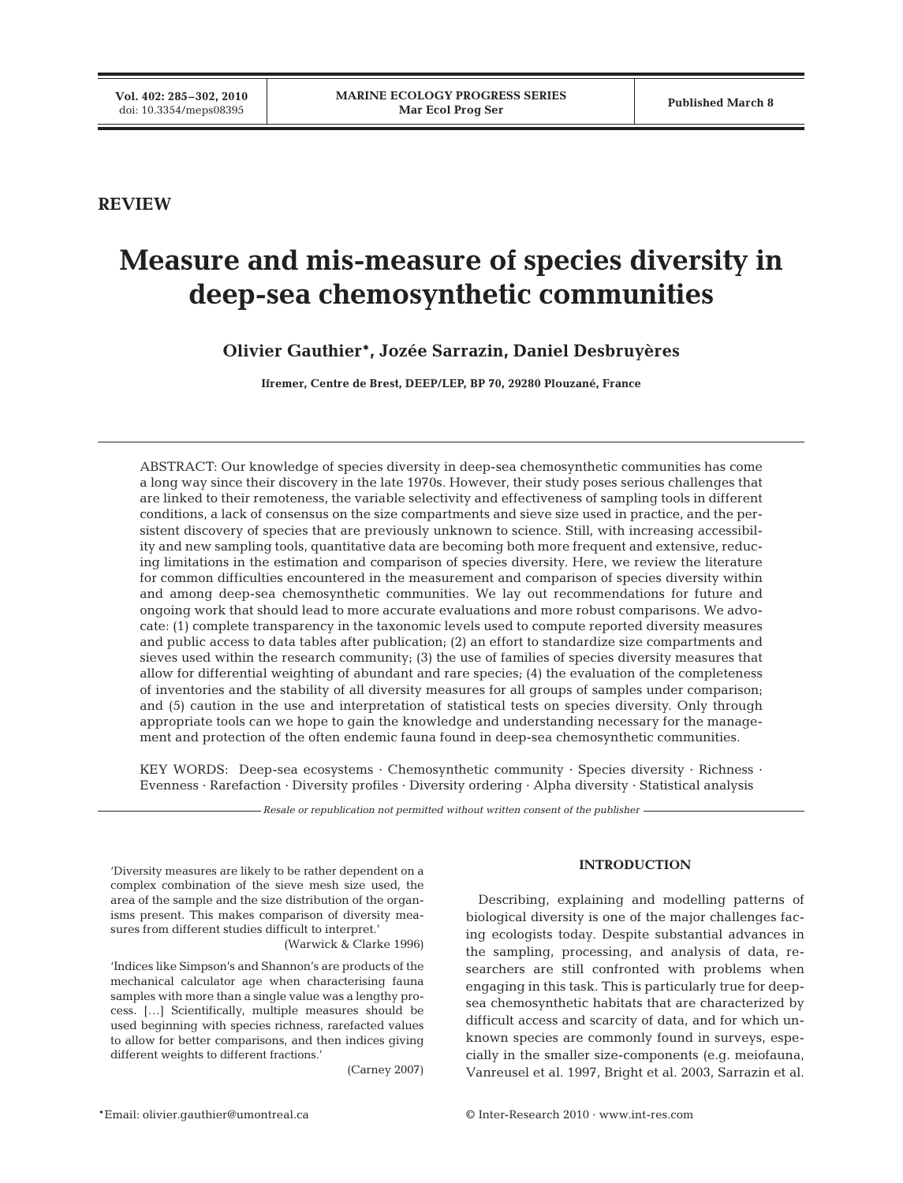REVIEW

# Measure and mis-measure of species diversity in deep-sea chemosynthetic communities

**Olivier Gauthier\*, Jozée Sarrazin, Daniel Desbruyères**

Ifremer, Centre de Brest, DEEP/LEP, BP 70, 29280 Plouzané, France

ABSTRACT: Our knowledge of species diversity in deep-sea chemosynthetic communities has come a long way since their discovery in the late 1970s. However, their study poses serious challenges that are linked to their remoteness, the variable selectivity and effectiveness of sampling tools in different conditions, a lack of consensus on the size compartments and sieve size used in practice, and the persistent discovery of species that are previously unknown to science. Still, with increasing accessibility and new sampling tools, quantitative data are becoming both more frequent and extensive, reducing limitations in the estimation and comparison of species diversity. Here, we review the literature for common difficulties encountered in the measurement and comparison of species diversity within and among deep-sea chemosynthetic communities. We lay out recommendations for future and ongoing work that should lead to more accurate evaluations and more robust comparisons. We advocate: (1) complete transparency in the taxonomic levels used to compute reported diversity measures and public access to data tables after publication; (2) an effort to standardize size compartments and sieves used within the research community; (3) the use of families of species diversity measures that allow for differential weighting of abundant and rare species; (4) the evaluation of the completeness of inventories and the stability of all diversity measures for all groups of samples under comparison; and (5) caution in the use and interpretation of statistical tests on species diversity. Only through appropriate tools can we hope to gain the knowledge and understanding necessary for the management and protection of the often endemic fauna found in deep-sea chemosynthetic communities.

KEY WORDS: Deep-sea ecosystems · Chemosynthetic community · Species diversity · Richness · Evenness · Rarefaction · Diversity profiles · Diversity ordering · Alpha diversity · Statistical analysis

*Resale or republication not permitted without written consent of the publisher*

'Diversity measures are likely to be rather dependent on a complex combination of the sieve mesh size used, the area of the sample and the size distribution of the organisms present. This makes comparison of diversity measures from different studies difficult to interpret.'

(Warwick & Clarke 1996)

'Indices like Simpson's and Shannon's are products of the mechanical calculator age when characterising fauna samples with more than a single value was a lengthy process. […] Scientifically, multiple measures should be used beginning with species richness, rarefacted values to allow for better comparisons, and then indices giving different weights to different fractions.'

(Carney 2007)

## INTRODUCTION

Describing, explaining and modelling patterns of biological diversity is one of the major challenges facing ecologists today. Despite substantial advances in the sampling, processing, and analysis of data, researchers are still confronted with problems when engaging in this task. This is particularly true for deep-sea chemosynthetic habitats that are characterized by difficult access and scarcity of data, and for which unknown species are commonly found in surveys, especially in the smaller size-components (e.g. meiofauna, Vanreusel et al. 1997, Bright et al. 2003, Sarrazin et al.

\*Email: olivier.gauthier@umontreal.ca

© Inter-Research 2010 · www.int-res.com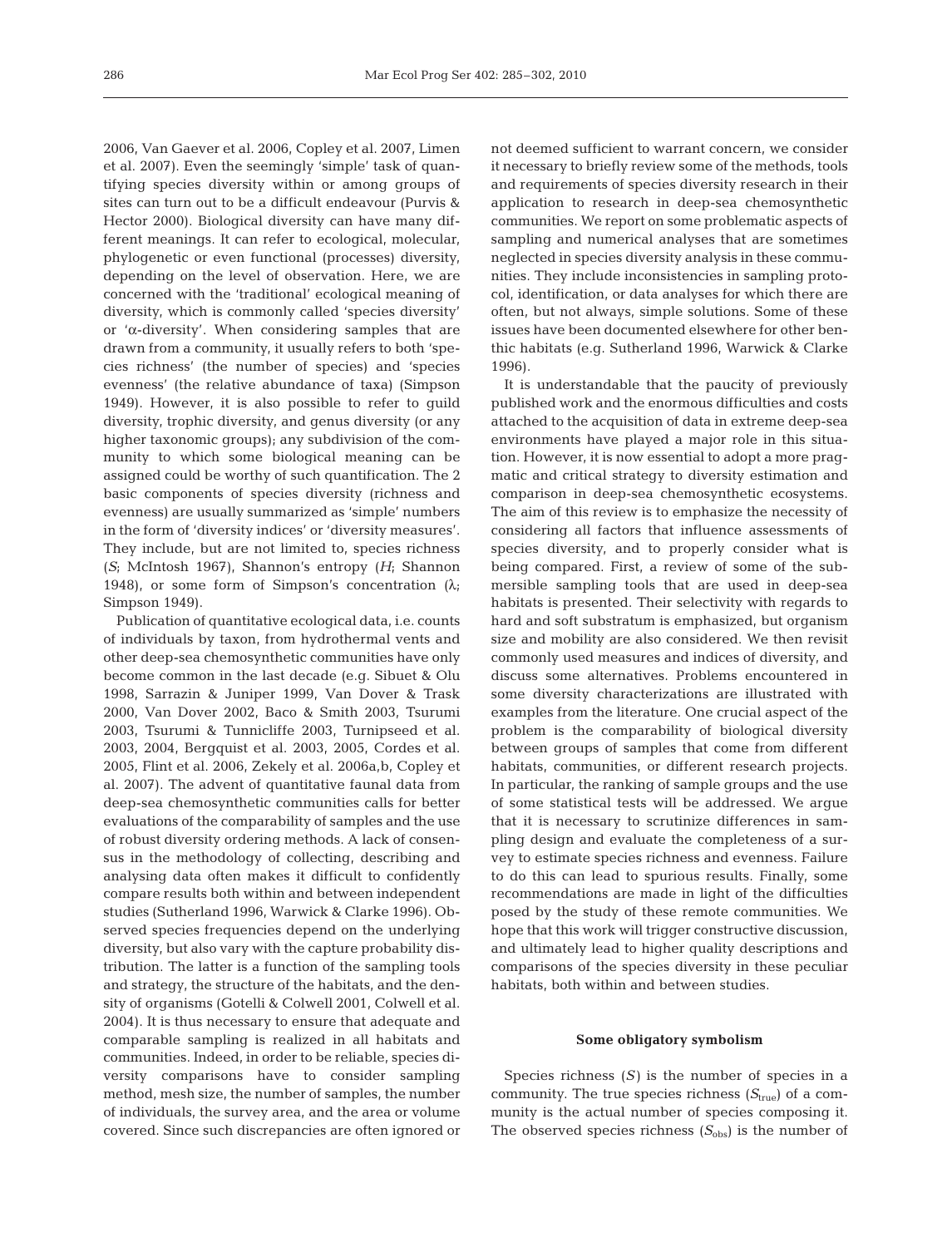2006, Van Gaever et al. 2006, Copley et al. 2007, Limen et al. 2007). Even the seemingly 'simple' task of quantifying species diversity within or among groups of sites can turn out to be a difficult endeavour (Purvis & Hector 2000). Biological diversity can have many different meanings. It can refer to ecological, molecular, phylogenetic or even functional (processes) diversity, depending on the level of observation. Here, we are concerned with the 'traditional' ecological meaning of diversity, which is commonly called 'species diversity' or 'α-diversity'. When considering samples that are drawn from a community, it usually refers to both 'species richness' (the number of species) and 'species evenness' (the relative abundance of taxa) (Simpson 1949). However, it is also possible to refer to guild diversity, trophic diversity, and genus diversity (or any higher taxonomic groups); any subdivision of the community to which some biological meaning can be assigned could be worthy of such quantification. The 2 basic components of species diversity (richness and evenness) are usually summarized as 'simple' numbers in the form of 'diversity indices' or 'diversity measures'. They include, but are not limited to, species richness ($S$; McIntosh 1967), Shannon's entropy ($H$; Shannon 1948), or some form of Simpson's concentration ($\lambda$; Simpson 1949).

Publication of quantitative ecological data, i.e. counts of individuals by taxon, from hydrothermal vents and other deep-sea chemosynthetic communities have only become common in the last decade (e.g. Sibuet & Olu 1998, Sarrazin & Juniper 1999, Van Dover & Trask 2000, Van Dover 2002, Baco & Smith 2003, Tsurumi 2003, Tsurumi & Tunnicliffe 2003, Turnipseed et al. 2003, 2004, Bergquist et al. 2003, 2005, Cordes et al. 2005, Flint et al. 2006, Zekely et al. 2006a,b, Copley et al. 2007). The advent of quantitative faunal data from deep-sea chemosynthetic communities calls for better evaluations of the comparability of samples and the use of robust diversity ordering methods. A lack of consensus in the methodology of collecting, describing and analysing data often makes it difficult to confidently compare results both within and between independent studies (Sutherland 1996, Warwick & Clarke 1996). Observed species frequencies depend on the underlying diversity, but also vary with the capture probability distribution. The latter is a function of the sampling tools and strategy, the structure of the habitats, and the density of organisms (Gotelli & Colwell 2001, Colwell et al. 2004). It is thus necessary to ensure that adequate and comparable sampling is realized in all habitats and communities. Indeed, in order to be reliable, species diversity comparisons have to consider sampling method, mesh size, the number of samples, the number of individuals, the survey area, and the area or volume covered. Since such discrepancies are often ignored or not deemed sufficient to warrant concern, we consider it necessary to briefly review some of the methods, tools and requirements of species diversity research in their application to research in deep-sea chemosynthetic communities. We report on some problematic aspects of sampling and numerical analyses that are sometimes neglected in species diversity analysis in these communities. They include inconsistencies in sampling protocol, identification, or data analyses for which there are often, but not always, simple solutions. Some of these issues have been documented elsewhere for other benthic habitats (e.g. Sutherland 1996, Warwick & Clarke 1996).

It is understandable that the paucity of previously published work and the enormous difficulties and costs attached to the acquisition of data in extreme deep-sea environments have played a major role in this situation. However, it is now essential to adopt a more pragmatic and critical strategy to diversity estimation and comparison in deep-sea chemosynthetic ecosystems. The aim of this review is to emphasize the necessity of considering all factors that influence assessments of species diversity, and to properly consider what is being compared. First, a review of some of the submersible sampling tools that are used in deep-sea habitats is presented. Their selectivity with regards to hard and soft substratum is emphasized, but organism size and mobility are also considered. We then revisit commonly used measures and indices of diversity, and discuss some alternatives. Problems encountered in some diversity characterizations are illustrated with examples from the literature. One crucial aspect of the problem is the comparability of biological diversity between groups of samples that come from different habitats, communities, or different research projects. In particular, the ranking of sample groups and the use of some statistical tests will be addressed. We argue that it is necessary to scrutinize differences in sampling design and evaluate the completeness of a survey to estimate species richness and evenness. Failure to do this can lead to spurious results. Finally, some recommendations are made in light of the difficulties posed by the study of these remote communities. We hope that this work will trigger constructive discussion, and ultimately lead to higher quality descriptions and comparisons of the species diversity in these peculiar habitats, both within and between studies.

## Some obligatory symbolism

Species richness ($S$) is the number of species in a community. The true species richness ($S_{true}$) of a community is the actual number of species composing it. The observed species richness ($S_{obs}$) is the number of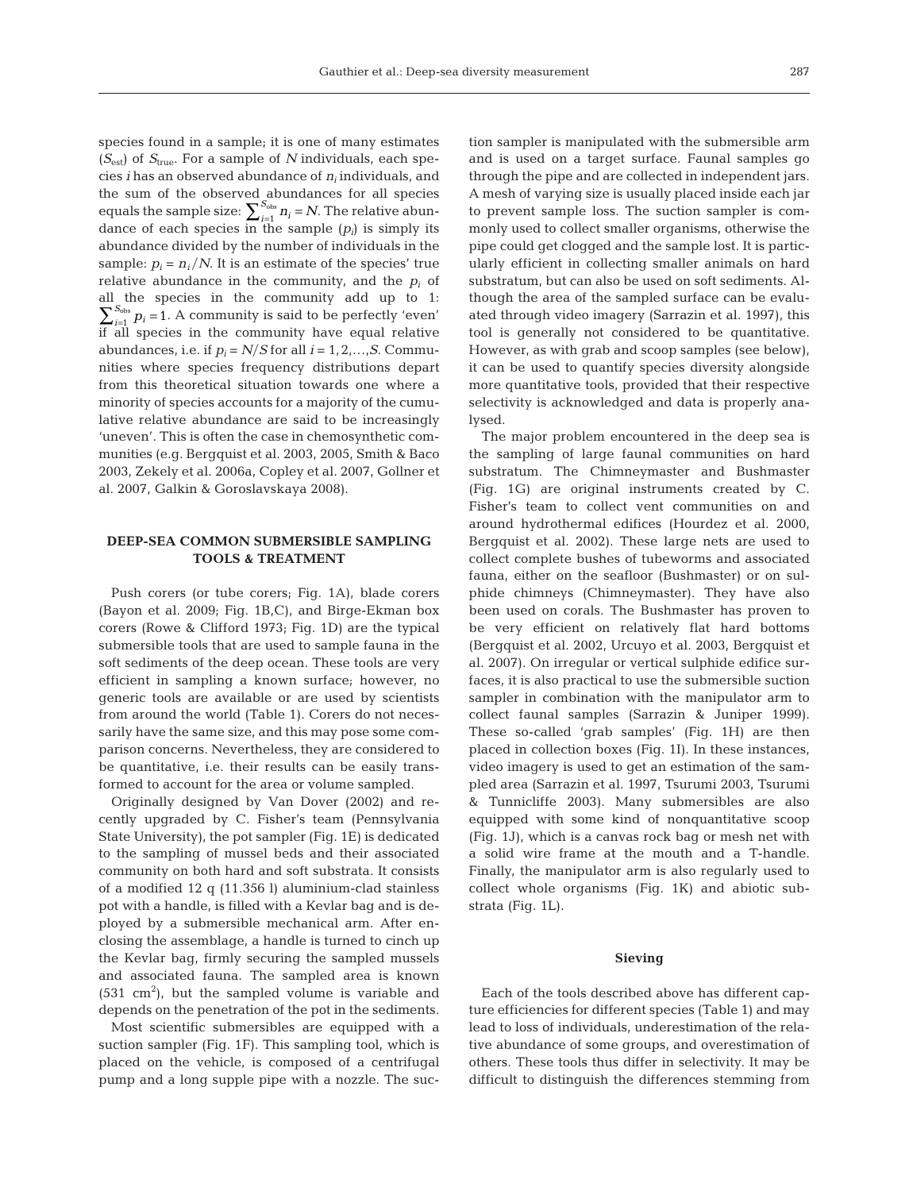species found in a sample; it is one of many estimates ($S_{est}$) of $S_{true}$. For a sample of $N$ individuals, each species $i$ has an observed abundance of $n_i$ individuals, and the sum of the observed abundances for all species equals the sample size: $\sum_{i=1}^{S_{obs}} n_i = N$. The relative abundance of each species in the sample ($p_i$) is simply its abundance divided by the number of individuals in the sample: $p_i = n_i/N$. It is an estimate of the species' true relative abundance in the community, and the $p_i$ of all the species in the community add up to 1: $\sum_{i=1}^{S_{obs}} p_i = 1$. A community is said to be perfectly 'even' if all species in the community have equal relative abundances, i.e. if $p_i = N/S$ for all $i = 1, 2, \ldots, S$. Communities where species frequency distributions depart from this theoretical situation towards one where a minority of species accounts for a majority of the cumulative relative abundance are said to be increasingly 'uneven'. This is often the case in chemosynthetic communities (e.g. Bergquist et al. 2003, 2005, Smith & Baco 2003, Zekely et al. 2006a, Copley et al. 2007, Gollner et al. 2007, Galkin & Goroslavskaya 2008).

## DEEP-SEA COMMON SUBMERSIBLE SAMPLING TOOLS & TREATMENT

Push corers (or tube corers; Fig. 1A), blade corers (Bayon et al. 2009; Fig. 1B,C), and Birge-Ekman box corers (Rowe & Clifford 1973; Fig. 1D) are the typical submersible tools that are used to sample fauna in the soft sediments of the deep ocean. These tools are very efficient in sampling a known surface; however, no generic tools are available or are used by scientists from around the world (Table 1). Corers do not necessarily have the same size, and this may pose some comparison concerns. Nevertheless, they are considered to be quantitative, i.e. their results can be easily transformed to account for the area or volume sampled.

Originally designed by Van Dover (2002) and recently upgraded by C. Fisher's team (Pennsylvania State University), the pot sampler (Fig. 1E) is dedicated to the sampling of mussel beds and their associated community on both hard and soft substrata. It consists of a modified 12 q (11.356 l) aluminium-clad stainless pot with a handle, is filled with a Kevlar bag and is deployed by a submersible mechanical arm. After enclosing the assemblage, a handle is turned to cinch up the Kevlar bag, firmly securing the sampled mussels and associated fauna. The sampled area is known (531 $cm^2$), but the sampled volume is variable and depends on the penetration of the pot in the sediments.

Most scientific submersibles are equipped with a suction sampler (Fig. 1F). This sampling tool, which is placed on the vehicle, is composed of a centrifugal pump and a long supple pipe with a nozzle. The suction sampler is manipulated with the submersible arm and is used on a target surface. Faunal samples go through the pipe and are collected in independent jars. A mesh of varying size is usually placed inside each jar to prevent sample loss. The suction sampler is commonly used to collect smaller organisms, otherwise the pipe could get clogged and the sample lost. It is particularly efficient in collecting smaller animals on hard substratum, but can also be used on soft sediments. Although the area of the sampled surface can be evaluated through video imagery (Sarrazin et al. 1997), this tool is generally not considered to be quantitative. However, as with grab and scoop samples (see below), it can be used to quantify species diversity alongside more quantitative tools, provided that their respective selectivity is acknowledged and data is properly analysed.

The major problem encountered in the deep sea is the sampling of large faunal communities on hard substratum. The Chimneymaster and Bushmaster (Fig. 1G) are original instruments created by C. Fisher's team to collect vent communities on and around hydrothermal edifices (Hourdez et al. 2000, Bergquist et al. 2002). These large nets are used to collect complete bushes of tubeworms and associated fauna, either on the seafloor (Bushmaster) or on sulphide chimneys (Chimneymaster). They have also been used on corals. The Bushmaster has proven to be very efficient on relatively flat hard bottoms (Bergquist et al. 2002, Urcuyo et al. 2003, Bergquist et al. 2007). On irregular or vertical sulphide edifice surfaces, it is also practical to use the submersible suction sampler in combination with the manipulator arm to collect faunal samples (Sarrazin & Juniper 1999). These so-called 'grab samples' (Fig. 1H) are then placed in collection boxes (Fig. 1I). In these instances, video imagery is used to get an estimation of the sampled area (Sarrazin et al. 1997, Tsurumi 2003, Tsurumi & Tunnicliffe 2003). Many submersibles are also equipped with some kind of nonquantitative scoop (Fig. 1J), which is a canvas rock bag or mesh net with a solid wire frame at the mouth and a T-handle. Finally, the manipulator arm is also regularly used to collect whole organisms (Fig. 1K) and abiotic substrata (Fig. 1L).

### Sieving

Each of the tools described above has different capture efficiencies for different species (Table 1) and may lead to loss of individuals, underestimation of the relative abundance of some groups, and overestimation of others. These tools thus differ in selectivity. It may be difficult to distinguish the differences stemming from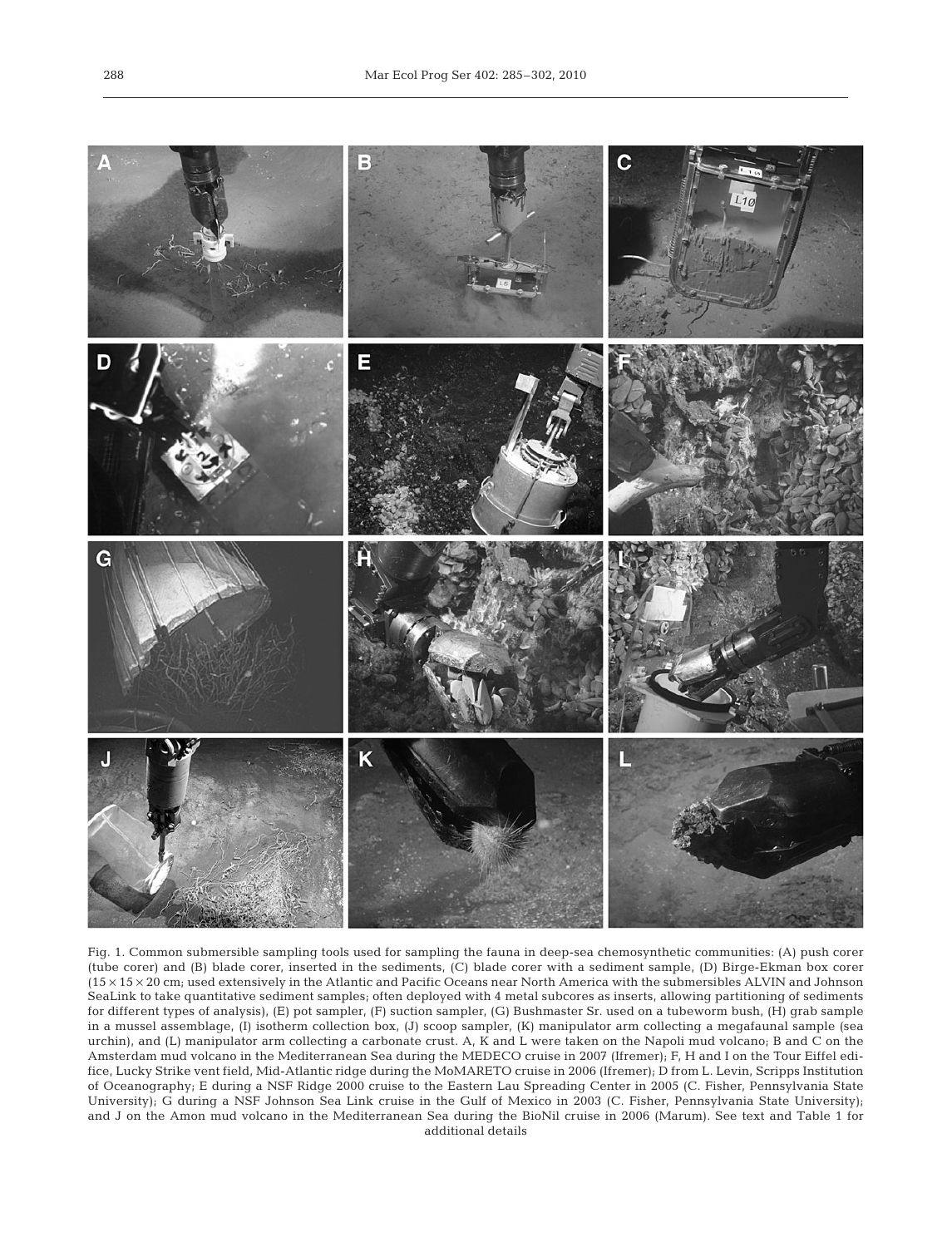Fig. 1. Common submersible sampling tools used for sampling the fauna in deep-sea chemosynthetic communities: (A) push corer (tube corer) and (B) blade corer, inserted in the sediments, (C) blade corer with a sediment sample, (D) Birge-Ekman box corer ($15 \times 15 \times 20$ cm; used extensively in the Atlantic and Pacific Oceans near North America with the submersibles ALVIN and Johnson SeaLink to take quantitative sediment samples; often deployed with 4 metal subcores as inserts, allowing partitioning of sediments for different types of analysis), (E) pot sampler, (F) suction sampler, (G) Bushmaster Sr. used on a tubeworm bush, (H) grab sample in a mussel assemblage, (I) isotherm collection box, (J) scoop sampler, (K) manipulator arm collecting a megafaunal sample (sea urchin), and (L) manipulator arm collecting a carbonate crust. A, K and L were taken on the Napoli mud volcano; B and C on the Amsterdam mud volcano in the Mediterranean Sea during the MEDECO cruise in 2007 (Ifremer); F, H and I on the Tour Eiffel edifice, Lucky Strike vent field, Mid-Atlantic ridge during the MoMARETO cruise in 2006 (Ifremer); D from L. Levin, Scripps Institution of Oceanography; E during a NSF Ridge 2000 cruise to the Eastern Lau Spreading Center in 2005 (C. Fisher, Pennsylvania State University); G during a NSF Johnson Sea Link cruise in the Gulf of Mexico in 2003 (C. Fisher, Pennsylvania State University); and J on the Amon mud volcano in the Mediterranean Sea during the BioNil cruise in 2006 (Marum). See text and Table 1 for additional details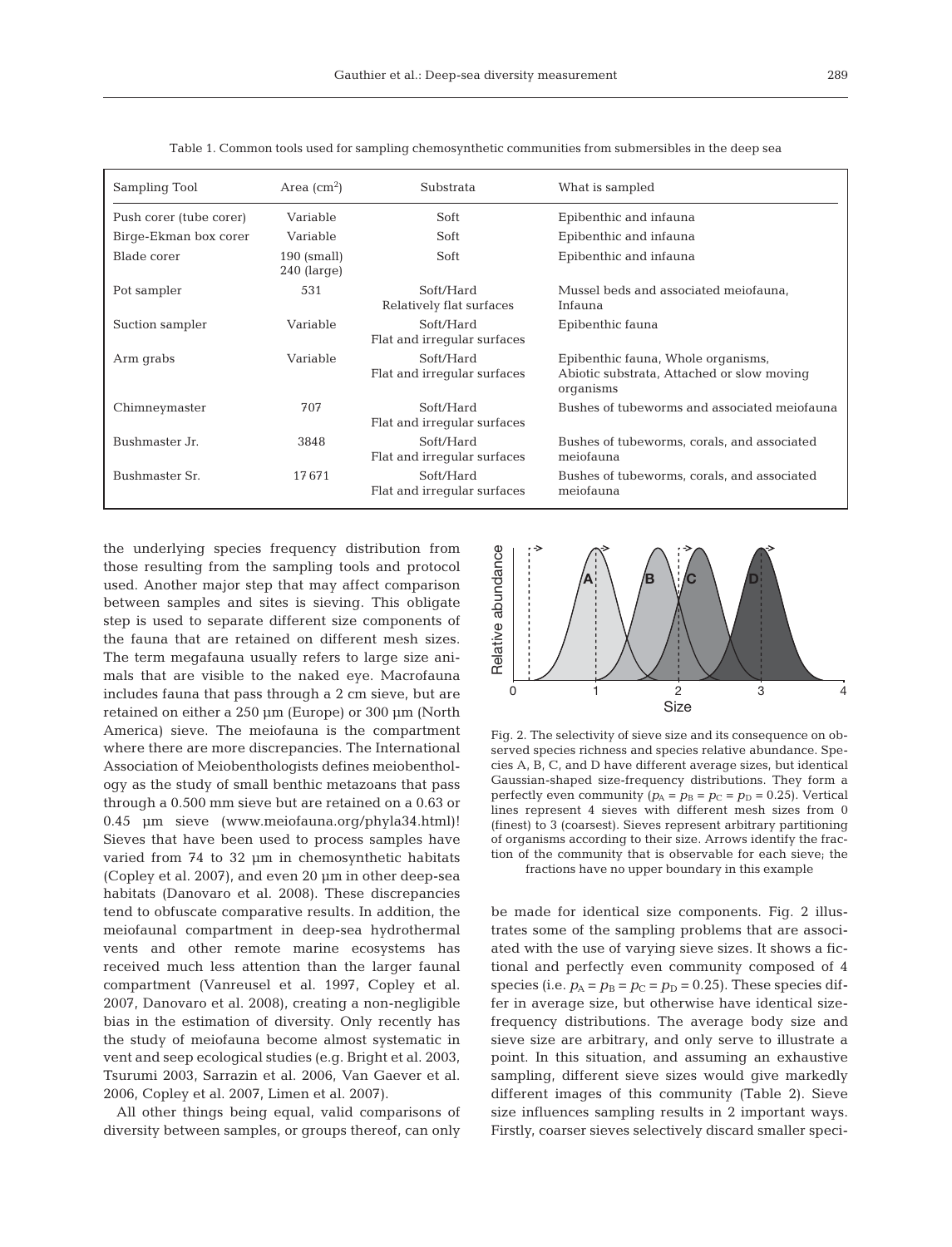Table 1. Common tools used for sampling chemosynthetic communities from submersibles in the deep sea

| Sampling Tool | Area ($cm^2$) | Substrata | What is sampled |
|---|---|---|---|
| Push corer (tube corer) | Variable | Soft | Epibenthic and infauna |
| Birge-Ekman box corer | Variable | Soft | Epibenthic and infauna |
| Blade corer | 190 (small) 240 (large) | Soft | Epibenthic and infauna |
| Pot sampler | 531 | Soft/Hard Relatively flat surfaces | Mussel beds and associated meiofauna, Infauna |
| Suction sampler | Variable | Soft/Hard Flat and irregular surfaces | Epibenthic fauna |
| Arm grabs | Variable | Soft/Hard Flat and irregular surfaces | Epibenthic fauna, Whole organisms, Abiotic substrata, Attached or slow moving organisms |
| Chimneymaster | 707 | Soft/Hard Flat and irregular surfaces | Bushes of tubeworms and associated meiofauna |
| Bushmaster Jr. | 3848 | Soft/Hard Flat and irregular surfaces | Bushes of tubeworms, corals, and associated meiofauna |
| Bushmaster Sr. | 17671 | Soft/Hard Flat and irregular surfaces | Bushes of tubeworms, corals, and associated meiofauna |

the underlying species frequency distribution from those resulting from the sampling tools and protocol used. Another major step that may affect comparison between samples and sites is sieving. This obligate step is used to separate different size components of the fauna that are retained on different mesh sizes. The term megafauna usually refers to large size animals that are visible to the naked eye. Macrofauna includes fauna that pass through a 2 cm sieve, but are retained on either a 250 µm (Europe) or 300 µm (North America) sieve. The meiofauna is the compartment where there are more discrepancies. The International Association of Meiobenthologists defines meiobenthology as the study of small benthic metazoans that pass through a 0.500 mm sieve but are retained on a 0.63 or 0.45 µm sieve (www.meiofauna.org/phyla34.html)! Sieves that have been used to process samples have varied from 74 to 32 µm in chemosynthetic habitats (Copley et al. 2007), and even 20 µm in other deep-sea habitats (Danovaro et al. 2008). These discrepancies tend to obfuscate comparative results. In addition, the meiofaunal compartment in deep-sea hydrothermal vents and other remote marine ecosystems has received much less attention than the larger faunal compartment (Vanreusel et al. 1997, Copley et al. 2007, Danovaro et al. 2008), creating a non-negligible bias in the estimation of diversity. Only recently has the study of meiofauna become almost systematic in vent and seep ecological studies (e.g. Bright et al. 2003, Tsurumi 2003, Sarrazin et al. 2006, Van Gaever et al. 2006, Copley et al. 2007, Limen et al. 2007).

All other things being equal, valid comparisons of diversity between samples, or groups thereof, can only be made for identical size components. Fig. 2 illustrates some of the sampling problems that are associated with the use of varying sieve sizes. It shows a fictional and perfectly even community composed of 4 species (i.e. $p_A = p_B = p_C = p_D = 0.25$). These species differ in average size, but otherwise have identical size-frequency distributions. The average body size and sieve size are arbitrary, and only serve to illustrate a point. In this situation, and assuming an exhaustive sampling, different sieve sizes would give markedly different images of this community (Table 2). Sieve size influences sampling results in 2 important ways. Firstly, coarser sieves selectively discard smaller speci-

Fig. 2. The selectivity of sieve size and its consequence on observed species richness and species relative abundance. Species A, B, C, and D have different average sizes, but identical Gaussian-shaped size-frequency distributions. They form a perfectly even community ($p_A = p_B = p_C = p_D = 0.25$). Vertical lines represent 4 sieves with different mesh sizes from 0 (finest) to 3 (coarsest). Sieves represent arbitrary partitioning of organisms according to their size. Arrows identify the fraction of the community that is observable for each sieve; the fractions have no upper boundary in this example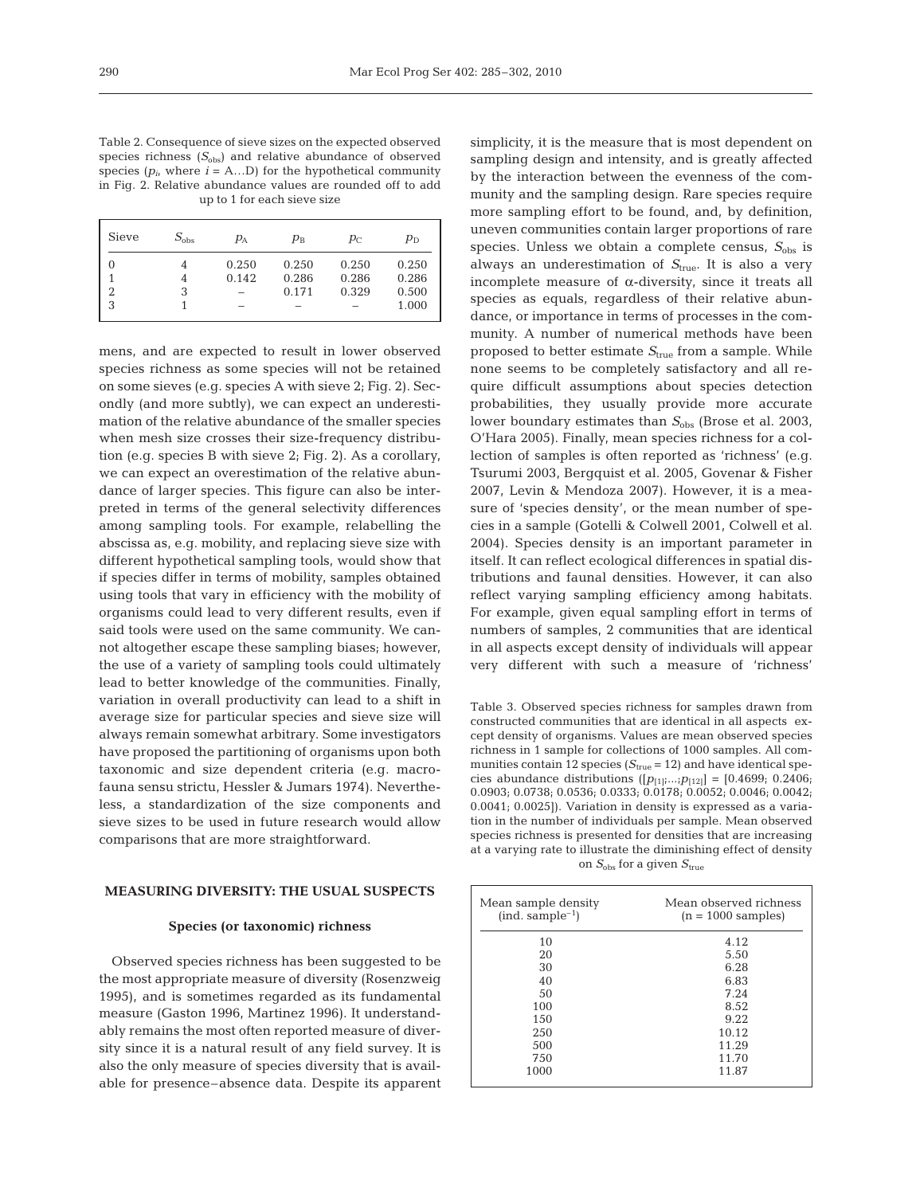Table 2. Consequence of sieve sizes on the expected observed species richness ($S_{obs}$) and relative abundance of observed species ($p_i$, where $i$ = A...D) for the hypothetical community in Fig. 2. Relative abundance values are rounded off to add up to 1 for each sieve size

| Sieve | $S_{obs}$ | $p_A$ | $p_B$ | $p_C$ | $p_D$ |
|---|---|---|---|---|---|
| 0 | 4 | 0.250 | 0.250 | 0.250 | 0.250 |
| 1 | 4 | 0.142 | 0.286 | 0.286 | 0.286 |
| 2 | 3 | – | 0.171 | 0.329 | 0.500 |
| 3 | 1 | – | – | – | 1.000 |

mens, and are expected to result in lower observed species richness as some species will not be retained on some sieves (e.g. species A with sieve 2; Fig. 2). Secondly (and more subtly), we can expect an underestimation of the relative abundance of the smaller species when mesh size crosses their size-frequency distribution (e.g. species B with sieve 2; Fig. 2). As a corollary, we can expect an overestimation of the relative abundance of larger species. This figure can also be interpreted in terms of the general selectivity differences among sampling tools. For example, relabelling the abscissa as, e.g. mobility, and replacing sieve size with different hypothetical sampling tools, would show that if species differ in terms of mobility, samples obtained using tools that vary in efficiency with the mobility of organisms could lead to very different results, even if said tools were used on the same community. We cannot altogether escape these sampling biases; however, the use of a variety of sampling tools could ultimately lead to better knowledge of the communities. Finally, variation in overall productivity can lead to a shift in average size for particular species and sieve size will always remain somewhat arbitrary. Some investigators have proposed the partitioning of organisms upon both taxonomic and size dependent criteria (e.g. macrofauna sensu strictu, Hessler & Jumars 1974). Nevertheless, a standardization of the size components and sieve sizes to be used in future research would allow comparisons that are more straightforward.

## MEASURING DIVERSITY: THE USUAL SUSPECTS

### Species (or taxonomic) richness

Observed species richness has been suggested to be the most appropriate measure of diversity (Rosenzweig 1995), and is sometimes regarded as its fundamental measure (Gaston 1996, Martinez 1996). It understandably remains the most often reported measure of diversity since it is a natural result of any field survey. It is also the only measure of species diversity that is available for presence–absence data. Despite its apparent simplicity, it is the measure that is most dependent on sampling design and intensity, and is greatly affected by the interaction between the evenness of the community and the sampling design. Rare species require more sampling effort to be found, and, by definition, uneven communities contain larger proportions of rare species. Unless we obtain a complete census, $S_{obs}$ is always an underestimation of $S_{true}$. It is also a very incomplete measure of α-diversity, since it treats all species as equals, regardless of their relative abundance, or importance in terms of processes in the community. A number of numerical methods have been proposed to better estimate $S_{true}$ from a sample. While none seems to be completely satisfactory and all require difficult assumptions about species detection probabilities, they usually provide more accurate lower boundary estimates than $S_{obs}$ (Brose et al. 2003, O'Hara 2005). Finally, mean species richness for a collection of samples is often reported as 'richness' (e.g. Tsurumi 2003, Bergquist et al. 2005, Govenar & Fisher 2007, Levin & Mendoza 2007). However, it is a measure of 'species density', or the mean number of species in a sample (Gotelli & Colwell 2001, Colwell et al. 2004). Species density is an important parameter in itself. It can reflect ecological differences in spatial distributions and faunal densities. However, it can also reflect varying sampling efficiency among habitats. For example, given equal sampling effort in terms of numbers of samples, 2 communities that are identical in all aspects except density of individuals will appear very different with such a measure of 'richness'

Table 3. Observed species richness for samples drawn from constructed communities that are identical in all aspects except density of organisms. Values are mean observed species richness in 1 sample for collections of 1000 samples. All communities contain 12 species ($S_{true}$ = 12) and have identical species abundance distributions ($[p_{[1]};...;p_{[12]}]$ = [0.4699; 0.2406; 0.0903; 0.0738; 0.0536; 0.0333; 0.0178; 0.0052; 0.0046; 0.0042; 0.0041; 0.0025]). Variation in density is expressed as a variation in the number of individuals per sample. Mean observed species richness is presented for densities that are increasing at a varying rate to illustrate the diminishing effect of density on $S_{obs}$ for a given $S_{true}$

| Mean sample density (ind. sample$^{-1}$) | Mean observed richness (n = 1000 samples) |
|---|---|
| 10 | 4.12 |
| 20 | 5.50 |
| 30 | 6.28 |
| 40 | 6.83 |
| 50 | 7.24 |
| 100 | 8.52 |
| 150 | 9.22 |
| 250 | 10.12 |
| 500 | 11.29 |
| 750 | 11.70 |
| 1000 | 11.87 |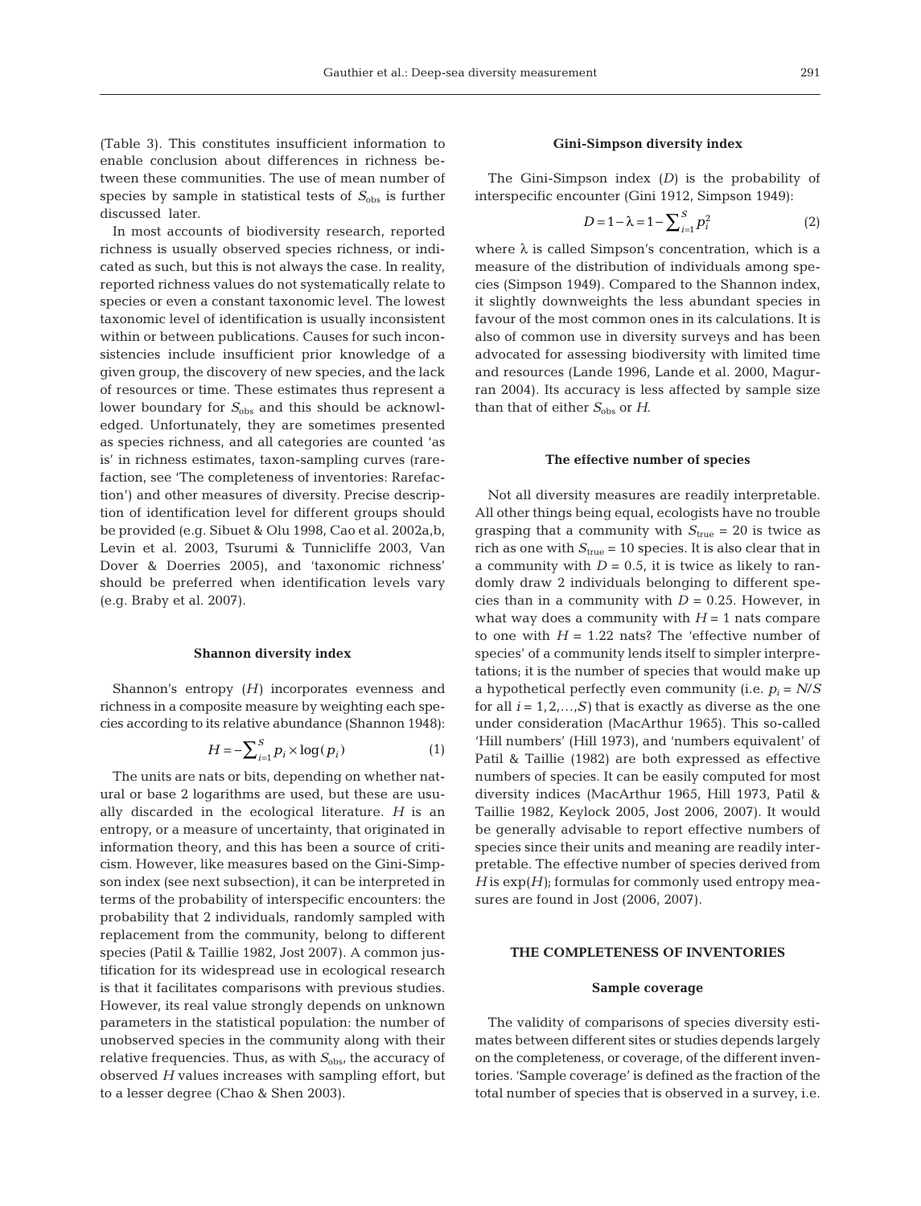(Table 3). This constitutes insufficient information to enable conclusion about differences in richness between these communities. The use of mean number of species by sample in statistical tests of $S_{obs}$ is further discussed later.

In most accounts of biodiversity research, reported richness is usually observed species richness, or indicated as such, but this is not always the case. In reality, reported richness values do not systematically relate to species or even a constant taxonomic level. The lowest taxonomic level of identification is usually inconsistent within or between publications. Causes for such inconsistencies include insufficient prior knowledge of a given group, the discovery of new species, and the lack of resources or time. These estimates thus represent a lower boundary for $S_{obs}$ and this should be acknowledged. Unfortunately, they are sometimes presented as species richness, and all categories are counted 'as is' in richness estimates, taxon-sampling curves (rarefaction, see 'The completeness of inventories: Rarefaction') and other measures of diversity. Precise description of identification level for different groups should be provided (e.g. Sibuet & Olu 1998, Cao et al. 2002a,b, Levin et al. 2003, Tsurumi & Tunnicliffe 2003, Van Dover & Doerries 2005), and 'taxonomic richness' should be preferred when identification levels vary (e.g. Braby et al. 2007).

### Shannon diversity index

Shannon's entropy ($H$) incorporates evenness and richness in a composite measure by weighting each species according to its relative abundance (Shannon 1948):

$$H = -\sum_{i=1}^{S} p_i \times \log(p_i) \quad (1)$$

The units are nats or bits, depending on whether natural or base 2 logarithms are used, but these are usually discarded in the ecological literature. $H$ is an entropy, or a measure of uncertainty, that originated in information theory, and this has been a source of criticism. However, like measures based on the Gini-Simpson index (see next subsection), it can be interpreted in terms of the probability of interspecific encounters: the probability that 2 individuals, randomly sampled with replacement from the community, belong to different species (Patil & Taillie 1982, Jost 2007). A common justification for its widespread use in ecological research is that it facilitates comparisons with previous studies. However, its real value strongly depends on unknown parameters in the statistical population: the number of unobserved species in the community along with their relative frequencies. Thus, as with $S_{obs}$, the accuracy of observed $H$ values increases with sampling effort, but to a lesser degree (Chao & Shen 2003).

### Gini-Simpson diversity index

The Gini-Simpson index ($D$) is the probability of interspecific encounter (Gini 1912, Simpson 1949):

$$D = 1 - \lambda = 1 - \sum_{i=1}^{S} p_i^2 \quad (2)$$

where $\lambda$ is called Simpson's concentration, which is a measure of the distribution of individuals among species (Simpson 1949). Compared to the Shannon index, it slightly downweights the less abundant species in favour of the most common ones in its calculations. It is also of common use in diversity surveys and has been advocated for assessing biodiversity with limited time and resources (Lande 1996, Lande et al. 2000, Magurran 2004). Its accuracy is less affected by sample size than that of either $S_{obs}$ or $H$.

### The effective number of species

Not all diversity measures are readily interpretable. All other things being equal, ecologists have no trouble grasping that a community with $S_{true} = 20$ is twice as rich as one with $S_{true} = 10$ species. It is also clear that in a community with $D = 0.5$, it is twice as likely to randomly draw 2 individuals belonging to different species than in a community with $D = 0.25$. However, in what way does a community with $H = 1$ nats compare to one with $H = 1.22$ nats? The 'effective number of species' of a community lends itself to simpler interpretations; it is the number of species that would make up a hypothetical perfectly even community (i.e. $p_i = N/S$ for all $i = 1, 2, \ldots, S$) that is exactly as diverse as the one under consideration (MacArthur 1965). This so-called 'Hill numbers' (Hill 1973), and 'numbers equivalent' of Patil & Taillie (1982) are both expressed as effective numbers of species. It can be easily computed for most diversity indices (MacArthur 1965, Hill 1973, Patil & Taillie 1982, Keylock 2005, Jost 2006, 2007). It would be generally advisable to report effective numbers of species since their units and meaning are readily interpretable. The effective number of species derived from $H$ is $\exp(H)$; formulas for commonly used entropy measures are found in Jost (2006, 2007).

## THE COMPLETENESS OF INVENTORIES

### Sample coverage

The validity of comparisons of species diversity estimates between different sites or studies depends largely on the completeness, or coverage, of the different inventories. 'Sample coverage' is defined as the fraction of the total number of species that is observed in a survey, i.e.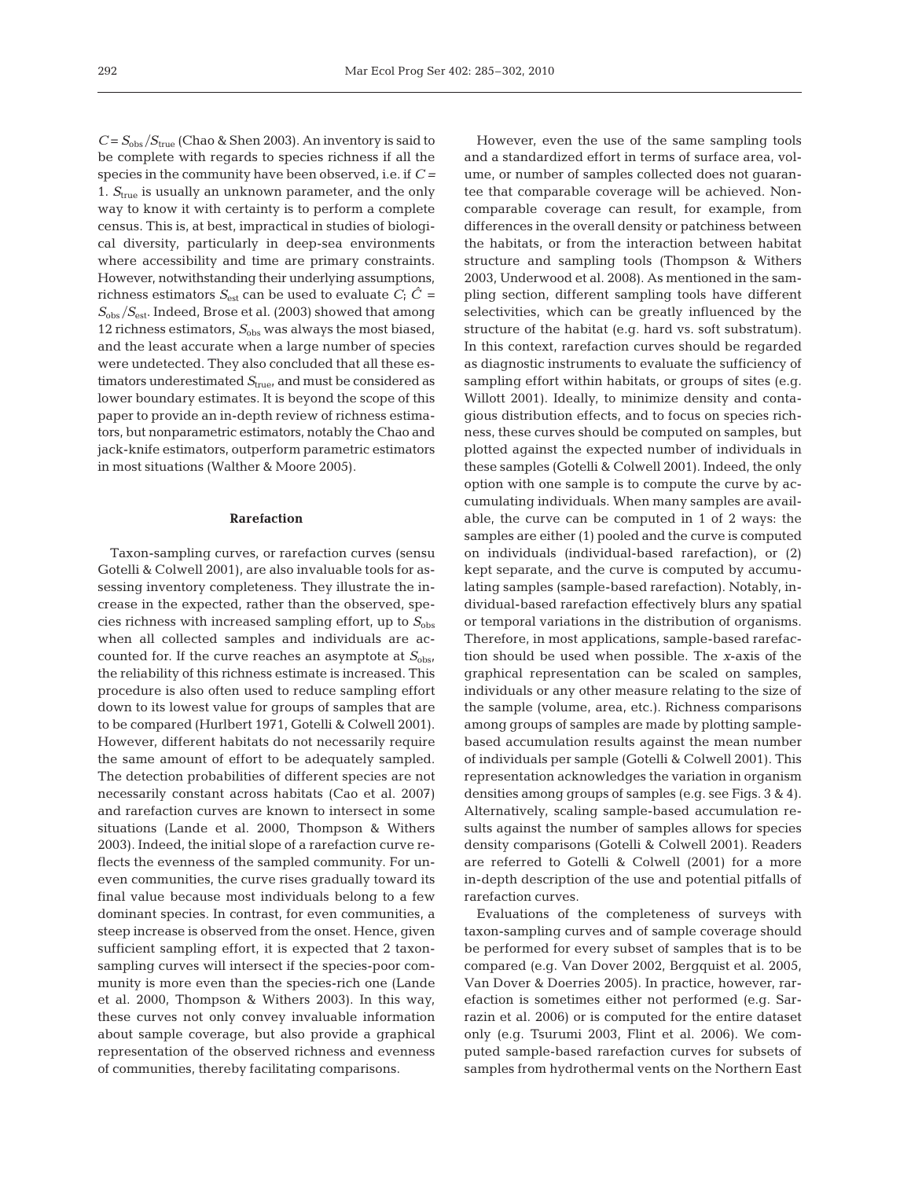$C = S_{obs}/S_{true}$ (Chao & Shen 2003). An inventory is said to be complete with regards to species richness if all the species in the community have been observed, i.e. if $C = 1$. $S_{true}$ is usually an unknown parameter, and the only way to know it with certainty is to perform a complete census. This is, at best, impractical in studies of biological diversity, particularly in deep-sea environments where accessibility and time are primary constraints. However, notwithstanding their underlying assumptions, richness estimators $S_{est}$ can be used to evaluate $C$; $\hat{C} = S_{obs}/S_{est}$. Indeed, Brose et al. (2003) showed that among 12 richness estimators, $S_{obs}$ was always the most biased, and the least accurate when a large number of species were undetected. They also concluded that all these estimators underestimated $S_{true}$, and must be considered as lower boundary estimates. It is beyond the scope of this paper to provide an in-depth review of richness estimators, but nonparametric estimators, notably the Chao and jack-knife estimators, outperform parametric estimators in most situations (Walther & Moore 2005).

## Rarefaction

Taxon-sampling curves, or rarefaction curves (sensu Gotelli & Colwell 2001), are also invaluable tools for assessing inventory completeness. They illustrate the increase in the expected, rather than the observed, species richness with increased sampling effort, up to $S_{obs}$ when all collected samples and individuals are accounted for. If the curve reaches an asymptote at $S_{obs}$, the reliability of this richness estimate is increased. This procedure is also often used to reduce sampling effort down to its lowest value for groups of samples that are to be compared (Hurlbert 1971, Gotelli & Colwell 2001). However, different habitats do not necessarily require the same amount of effort to be adequately sampled. The detection probabilities of different species are not necessarily constant across habitats (Cao et al. 2007) and rarefaction curves are known to intersect in some situations (Lande et al. 2000, Thompson & Withers 2003). Indeed, the initial slope of a rarefaction curve reflects the evenness of the sampled community. For uneven communities, the curve rises gradually toward its final value because most individuals belong to a few dominant species. In contrast, for even communities, a steep increase is observed from the onset. Hence, given sufficient sampling effort, it is expected that 2 taxon-sampling curves will intersect if the species-poor community is more even than the species-rich one (Lande et al. 2000, Thompson & Withers 2003). In this way, these curves not only convey invaluable information about sample coverage, but also provide a graphical representation of the observed richness and evenness of communities, thereby facilitating comparisons.

However, even the use of the same sampling tools and a standardized effort in terms of surface area, volume, or number of samples collected does not guarantee that comparable coverage will be achieved. Non-comparable coverage can result, for example, from differences in the overall density or patchiness between the habitats, or from the interaction between habitat structure and sampling tools (Thompson & Withers 2003, Underwood et al. 2008). As mentioned in the sampling section, different sampling tools have different selectivities, which can be greatly influenced by the structure of the habitat (e.g. hard vs. soft substratum). In this context, rarefaction curves should be regarded as diagnostic instruments to evaluate the sufficiency of sampling effort within habitats, or groups of sites (e.g. Willott 2001). Ideally, to minimize density and contagious distribution effects, and to focus on species richness, these curves should be computed on samples, but plotted against the expected number of individuals in these samples (Gotelli & Colwell 2001). Indeed, the only option with one sample is to compute the curve by accumulating individuals. When many samples are available, the curve can be computed in 1 of 2 ways: the samples are either (1) pooled and the curve is computed on individuals (individual-based rarefaction), or (2) kept separate, and the curve is computed by accumulating samples (sample-based rarefaction). Notably, individual-based rarefaction effectively blurs any spatial or temporal variations in the distribution of organisms. Therefore, in most applications, sample-based rarefaction should be used when possible. The *x*-axis of the graphical representation can be scaled on samples, individuals or any other measure relating to the size of the sample (volume, area, etc.). Richness comparisons among groups of samples are made by plotting sample-based accumulation results against the mean number of individuals per sample (Gotelli & Colwell 2001). This representation acknowledges the variation in organism densities among groups of samples (e.g. see Figs. 3 & 4). Alternatively, scaling sample-based accumulation results against the number of samples allows for species density comparisons (Gotelli & Colwell 2001). Readers are referred to Gotelli & Colwell (2001) for a more in-depth description of the use and potential pitfalls of rarefaction curves.

Evaluations of the completeness of surveys with taxon-sampling curves and of sample coverage should be performed for every subset of samples that is to be compared (e.g. Van Dover 2002, Bergquist et al. 2005, Van Dover & Doerries 2005). In practice, however, rarefaction is sometimes either not performed (e.g. Sarrazin et al. 2006) or is computed for the entire dataset only (e.g. Tsurumi 2003, Flint et al. 2006). We computed sample-based rarefaction curves for subsets of samples from hydrothermal vents on the Northern East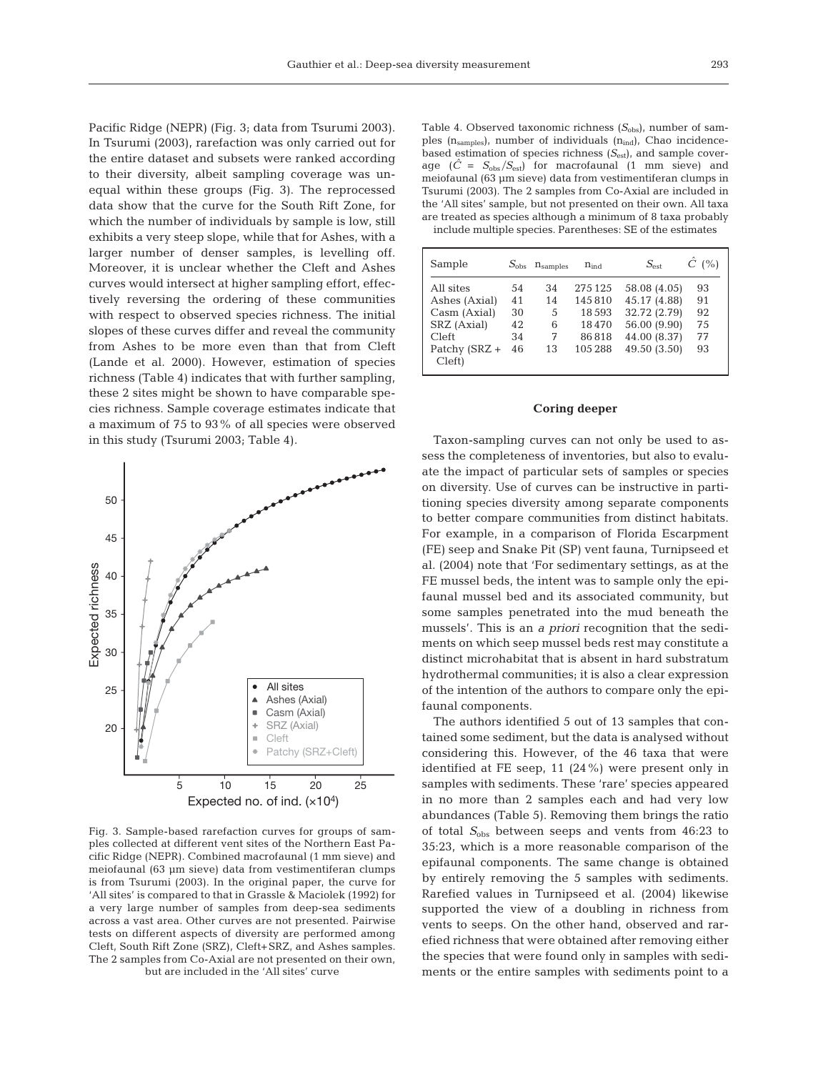Pacific Ridge (NEPR) (Fig. 3; data from Tsurumi 2003). In Tsurumi (2003), rarefaction was only carried out for the entire dataset and subsets were ranked according to their diversity, albeit sampling coverage was unequal within these groups (Fig. 3). The reprocessed data show that the curve for the South Rift Zone, for which the number of individuals by sample is low, still exhibits a very steep slope, while that for Ashes, with a larger number of denser samples, is levelling off. Moreover, it is unclear whether the Cleft and Ashes curves would intersect at higher sampling effort, effectively reversing the ordering of these communities with respect to observed species richness. The initial slopes of these curves differ and reveal the community from Ashes to be more even than that from Cleft (Lande et al. 2000). However, estimation of species richness (Table 4) indicates that with further sampling, these 2 sites might be shown to have comparable species richness. Sample coverage estimates indicate that a maximum of 75 to 93% of all species were observed in this study (Tsurumi 2003; Table 4).

Fig. 3. Sample-based rarefaction curves for groups of samples collected at different vent sites of the Northern East Pacific Ridge (NEPR). Combined macrofaunal (1 mm sieve) and meiofaunal (63 µm sieve) data from vestimentiferan clumps is from Tsurumi (2003). In the original paper, the curve for 'All sites' is compared to that in Grassle & Maciolek (1992) for a very large number of samples from deep-sea sediments across a vast area. Other curves are not presented. Pairwise tests on different aspects of diversity are performed among Cleft, South Rift Zone (SRZ), Cleft+SRZ, and Ashes samples. The 2 samples from Co-Axial are not presented on their own, but are included in the 'All sites' curve

Table 4. Observed taxonomic richness ($S_{obs}$), number of samples ($n_{samples}$), number of individuals ($n_{ind}$), Chao incidence-based estimation of species richness ($S_{est}$), and sample coverage ($\hat{C} = S_{obs}/S_{est}$) for macrofaunal (1 mm sieve) and meiofaunal (63 µm sieve) data from vestimentiferan clumps in Tsurumi (2003). The 2 samples from Co-Axial are included in the 'All sites' sample, but not presented on their own. All taxa are treated as species although a minimum of 8 taxa probably include multiple species. Parentheses: SE of the estimates

| Sample | $S_{obs}$ | $n_{samples}$ | $n_{ind}$ | $S_{est}$ | $\hat{C}$ (%) |
|---|---|---|---|---|---|
| All sites | 54 | 34 | 275125 | 58.08 (4.05) | 93 |
| Ashes (Axial) | 41 | 14 | 145810 | 45.17 (4.88) | 91 |
| Casm (Axial) | 30 | 5 | 18593 | 32.72 (2.79) | 92 |
| SRZ (Axial) | 42 | 6 | 18470 | 56.00 (9.90) | 75 |
| Cleft | 34 | 7 | 86818 | 44.00 (8.37) | 77 |
| Patchy (SRZ + Cleft) | 46 | 13 | 105288 | 49.50 (3.50) | 93 |

### Coring deeper

Taxon-sampling curves can not only be used to assess the completeness of inventories, but also to evaluate the impact of particular sets of samples or species on diversity. Use of curves can be instructive in partitioning species diversity among separate components to better compare communities from distinct habitats. For example, in a comparison of Florida Escarpment (FE) seep and Snake Pit (SP) vent fauna, Turnipseed et al. (2004) note that 'For sedimentary settings, as at the FE mussel beds, the intent was to sample only the epifaunal mussel bed and its associated community, but some samples penetrated into the mud beneath the mussels'. This is an *a priori* recognition that the sediments on which seep mussel beds rest may constitute a distinct microhabitat that is absent in hard substratum hydrothermal communities; it is also a clear expression of the intention of the authors to compare only the epifaunal components.

The authors identified 5 out of 13 samples that contained some sediment, but the data is analysed without considering this. However, of the 46 taxa that were identified at FE seep, 11 (24%) were present only in samples with sediments. These 'rare' species appeared in no more than 2 samples each and had very low abundances (Table 5). Removing them brings the ratio of total $S_{obs}$ between seeps and vents from 46:23 to 35:23, which is a more reasonable comparison of the epifaunal components. The same change is obtained by entirely removing the 5 samples with sediments. Rarefied values in Turnipseed et al. (2004) likewise supported the view of a doubling in richness from vents to seeps. On the other hand, observed and rarefied richness that were obtained after removing either the species that were found only in samples with sediments or the entire samples with sediments point to a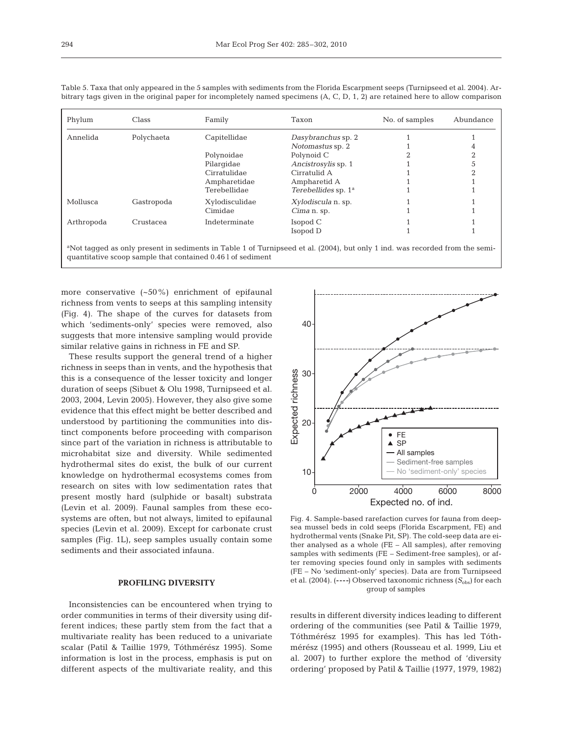Table 5. Taxa that only appeared in the 5 samples with sediments from the Florida Escarpment seeps (Turnipseed et al. 2004). Arbitrary tags given in the original paper for incompletely named specimens (A, C, D, 1, 2) are retained here to allow comparison

| Phylum | Class | Family | Taxon | No. of samples | Abundance |
|---|---|---|---|---|---|
| Annelida | Polychaeta | Capitellidae | *Dasybranchus* sp. 2 | 1 | 1 |
| | | | *Notomastus* sp. 2 | 1 | 4 |
| | | Polynoidae | Polynoid C | 2 | 2 |
| | | Pilargidae | *Ancistrosylis* sp. 1 | 1 | 5 |
| | | Cirratulidae | Cirratulid A | 1 | 2 |
| | | Ampharetidae | Ampharetid A | 1 | 1 |
| | | Terebellidae | *Terebellides* sp. 1[a] | 1 | 1 |
| Mollusca | Gastropoda | Xylodisculidae | *Xylodiscula* n. sp. | 1 | 1 |
| | | Cimidae | *Cima* n. sp. | 1 | 1 |
| Arthropoda | Crustacea | Indeterminate | Isopod C | 1 | 1 |
| | | | Isopod D | 1 | 1 |

[a]Not tagged as only present in sediments in Table 1 of Turnipseed et al. (2004), but only 1 ind. was recorded from the semi-quantitative scoop sample that contained 0.46 l of sediment

more conservative (~50%) enrichment of epifaunal richness from vents to seeps at this sampling intensity (Fig. 4). The shape of the curves for datasets from which 'sediments-only' species were removed, also suggests that more intensive sampling would provide similar relative gains in richness in FE and SP.

These results support the general trend of a higher richness in seeps than in vents, and the hypothesis that this is a consequence of the lesser toxicity and longer duration of seeps (Sibuet & Olu 1998, Turnipseed et al. 2003, 2004, Levin 2005). However, they also give some evidence that this effect might be better described and understood by partitioning the communities into distinct components before proceeding with comparison since part of the variation in richness is attributable to microhabitat size and diversity. While sedimented hydrothermal sites do exist, the bulk of our current knowledge on hydrothermal ecosystems comes from research on sites with low sedimentation rates that present mostly hard (sulphide or basalt) substrata (Levin et al. 2009). Faunal samples from these ecosystems are often, but not always, limited to epifaunal species (Levin et al. 2009). Except for carbonate crust samples (Fig. 1L), seep samples usually contain some sediments and their associated infauna.

Fig. 4. Sample-based rarefaction curves for fauna from deep-sea mussel beds in cold seeps (Florida Escarpment, FE) and hydrothermal vents (Snake Pit, SP). The cold-seep data are either analysed as a whole (FE – All samples), after removing samples with sediments (FE – Sediment-free samples), or after removing species found only in samples with sediments (FE – No 'sediment-only' species). Data are from Turnipseed et al. (2004). (----) Observed taxonomic richness ($S_{obs}$) for each group of samples

## PROFILING DIVERSITY

Inconsistencies can be encountered when trying to order communities in terms of their diversity using different indices; these partly stem from the fact that a multivariate reality has been reduced to a univariate scalar (Patil & Taillie 1979, Tóthmérész 1995). Some information is lost in the process, emphasis is put on different aspects of the multivariate reality, and this results in different diversity indices leading to different ordering of the communities (see Patil & Taillie 1979, Tóthmérész 1995 for examples). This has led Tóthmérész (1995) and others (Rousseau et al. 1999, Liu et al. 2007) to further explore the method of 'diversity ordering' proposed by Patil & Taillie (1977, 1979, 1982)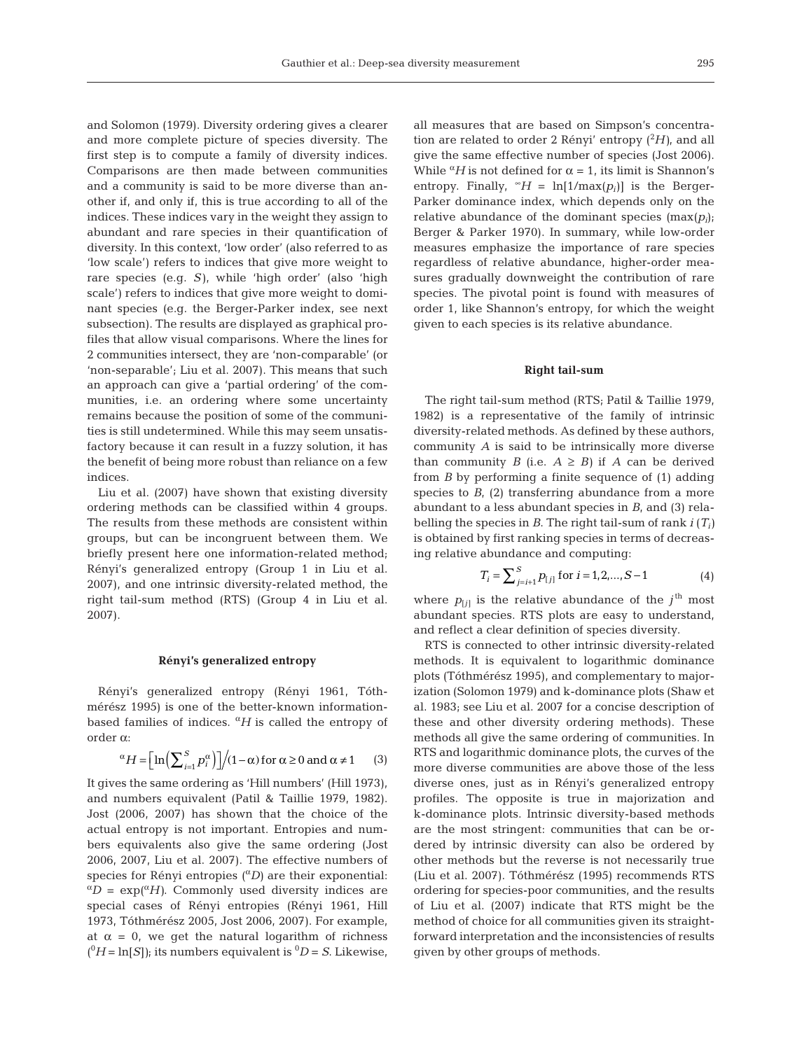and Solomon (1979). Diversity ordering gives a clearer and more complete picture of species diversity. The first step is to compute a family of diversity indices. Comparisons are then made between communities and a community is said to be more diverse than another if, and only if, this is true according to all of the indices. These indices vary in the weight they assign to abundant and rare species in their quantification of diversity. In this context, 'low order' (also referred to as 'low scale') refers to indices that give more weight to rare species (e.g. $S$), while 'high order' (also 'high scale') refers to indices that give more weight to dominant species (e.g. the Berger-Parker index, see next subsection). The results are displayed as graphical profiles that allow visual comparisons. Where the lines for 2 communities intersect, they are 'non-comparable' (or 'non-separable'; Liu et al. 2007). This means that such an approach can give a 'partial ordering' of the communities, i.e. an ordering where some uncertainty remains because the position of some of the communities is still undetermined. While this may seem unsatisfactory because it can result in a fuzzy solution, it has the benefit of being more robust than reliance on a few indices.

Liu et al. (2007) have shown that existing diversity ordering methods can be classified within 4 groups. The results from these methods are consistent within groups, but can be incongruent between them. We briefly present here one information-related method; Rényi's generalized entropy (Group 1 in Liu et al. 2007), and one intrinsic diversity-related method, the right tail-sum method (RTS) (Group 4 in Liu et al. 2007).

#### Rényi's generalized entropy

Rényi's generalized entropy (Rényi 1961, Tóthmérész 1995) is one of the better-known information-based families of indices. ${}^{\alpha}H$ is called the entropy of order $\alpha$:

$$ {}^{\alpha}H = \left[\ln\left(\sum_{i=1}^{S} p_i^{\alpha}\right)\right] \Big/ (1-\alpha) \text{ for } \alpha \geq 0 \text{ and } \alpha \neq 1 \qquad (3)$$

It gives the same ordering as 'Hill numbers' (Hill 1973), and numbers equivalent (Patil & Taillie 1979, 1982). Jost (2006, 2007) has shown that the choice of the actual entropy is not important. Entropies and numbers equivalents also give the same ordering (Jost 2006, 2007, Liu et al. 2007). The effective numbers of species for Rényi entropies (${}^{\alpha}D$) are their exponential: ${}^{\alpha}D = \exp({}^{\alpha}H)$. Commonly used diversity indices are special cases of Rényi entropies (Rényi 1961, Hill 1973, Tóthmérész 2005, Jost 2006, 2007). For example, at $\alpha = 0$, we get the natural logarithm of richness (${}^{0}H = \ln[S]$); its numbers equivalent is ${}^{0}D = S$. Likewise, all measures that are based on Simpson's concentration are related to order 2 Rényi' entropy (${}^{2}H$), and all give the same effective number of species (Jost 2006). While ${}^{\alpha}H$ is not defined for $\alpha = 1$, its limit is Shannon's entropy. Finally, ${}^{\infty}H = \ln[1/\max(p_i)]$ is the Berger-Parker dominance index, which depends only on the relative abundance of the dominant species ($\max(p_i)$; Berger & Parker 1970). In summary, while low-order measures emphasize the importance of rare species regardless of relative abundance, higher-order measures gradually downweight the contribution of rare species. The pivotal point is found with measures of order 1, like Shannon's entropy, for which the weight given to each species is its relative abundance.

#### Right tail-sum

The right tail-sum method (RTS; Patil & Taillie 1979, 1982) is a representative of the family of intrinsic diversity-related methods. As defined by these authors, community $A$ is said to be intrinsically more diverse than community $B$ (i.e. $A \geq B$) if $A$ can be derived from $B$ by performing a finite sequence of (1) adding species to $B$, (2) transferring abundance from a more abundant to a less abundant species in $B$, and (3) relabelling the species in $B$. The right tail-sum of rank $i$ ($T_i$) is obtained by first ranking species in terms of decreasing relative abundance and computing:

$$T_i = \sum_{j=i+1}^{S} p_{[j]} \text{ for } i = 1,2,\ldots,S-1 \qquad (4)$$

where $p_{[j]}$ is the relative abundance of the $j^{\text{th}}$ most abundant species. RTS plots are easy to understand, and reflect a clear definition of species diversity.

RTS is connected to other intrinsic diversity-related methods. It is equivalent to logarithmic dominance plots (Tóthmérész 1995), and complementary to majorization (Solomon 1979) and k-dominance plots (Shaw et al. 1983; see Liu et al. 2007 for a concise description of these and other diversity ordering methods). These methods all give the same ordering of communities. In RTS and logarithmic dominance plots, the curves of the more diverse communities are above those of the less diverse ones, just as in Rényi's generalized entropy profiles. The opposite is true in majorization and k-dominance plots. Intrinsic diversity-based methods are the most stringent: communities that can be ordered by intrinsic diversity can also be ordered by other methods but the reverse is not necessarily true (Liu et al. 2007). Tóthmérész (1995) recommends RTS ordering for species-poor communities, and the results of Liu et al. (2007) indicate that RTS might be the method of choice for all communities given its straightforward interpretation and the inconsistencies of results given by other groups of methods.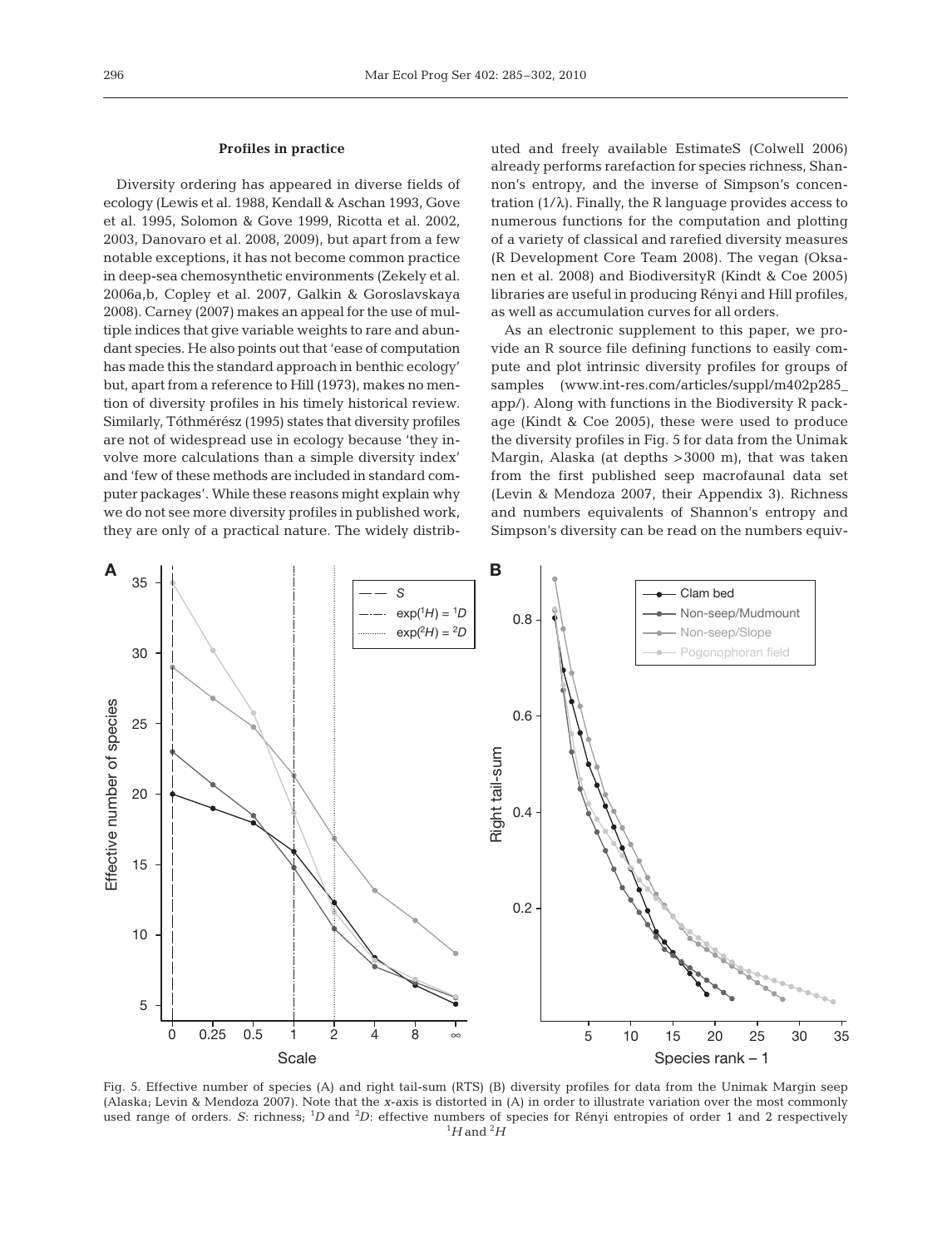### Profiles in practice

Diversity ordering has appeared in diverse fields of ecology (Lewis et al. 1988, Kendall & Aschan 1993, Gove et al. 1995, Solomon & Gove 1999, Ricotta et al. 2002, 2003, Danovaro et al. 2008, 2009), but apart from a few notable exceptions, it has not become common practice in deep-sea chemosynthetic environments (Zekely et al. 2006a,b, Copley et al. 2007, Galkin & Goroslavskaya 2008). Carney (2007) makes an appeal for the use of multiple indices that give variable weights to rare and abundant species. He also points out that 'ease of computation has made this the standard approach in benthic ecology' but, apart from a reference to Hill (1973), makes no mention of diversity profiles in his timely historical review. Similarly, Tóthmérész (1995) states that diversity profiles are not of widespread use in ecology because 'they involve more calculations than a simple diversity index' and 'few of these methods are included in standard computer packages'. While these reasons might explain why we do not see more diversity profiles in published work, they are only of a practical nature. The widely distributed and freely available EstimateS (Colwell 2006) already performs rarefaction for species richness, Shannon's entropy, and the inverse of Simpson's concentration ($1/\lambda$). Finally, the R language provides access to numerous functions for the computation and plotting of a variety of classical and rarefied diversity measures (R Development Core Team 2008). The vegan (Oksanen et al. 2008) and BiodiversityR (Kindt & Coe 2005) libraries are useful in producing Rényi and Hill profiles, as well as accumulation curves for all orders.

As an electronic supplement to this paper, we provide an R source file defining functions to easily compute and plot intrinsic diversity profiles for groups of samples (www.int-res.com/articles/suppl/m402p285_app/). Along with functions in the Biodiversity R package (Kindt & Coe 2005), these were used to produce the diversity profiles in Fig. 5 for data from the Unimak Margin, Alaska (at depths >3000 m), that was taken from the first published seep macrofaunal data set (Levin & Mendoza 2007, their Appendix 3). Richness and numbers equivalents of Shannon's entropy and Simpson's diversity can be read on the numbers equiv-

Fig. 5. Effective number of species (A) and right tail-sum (RTS) (B) diversity profiles for data from the Unimak Margin seep (Alaska; Levin & Mendoza 2007). Note that the *x*-axis is distorted in (A) in order to illustrate variation over the most commonly used range of orders. *S*: richness; ${}^1D$ and ${}^2D$: effective numbers of species for Rényi entropies of order 1 and 2 respectively ${}^1H$ and ${}^2H$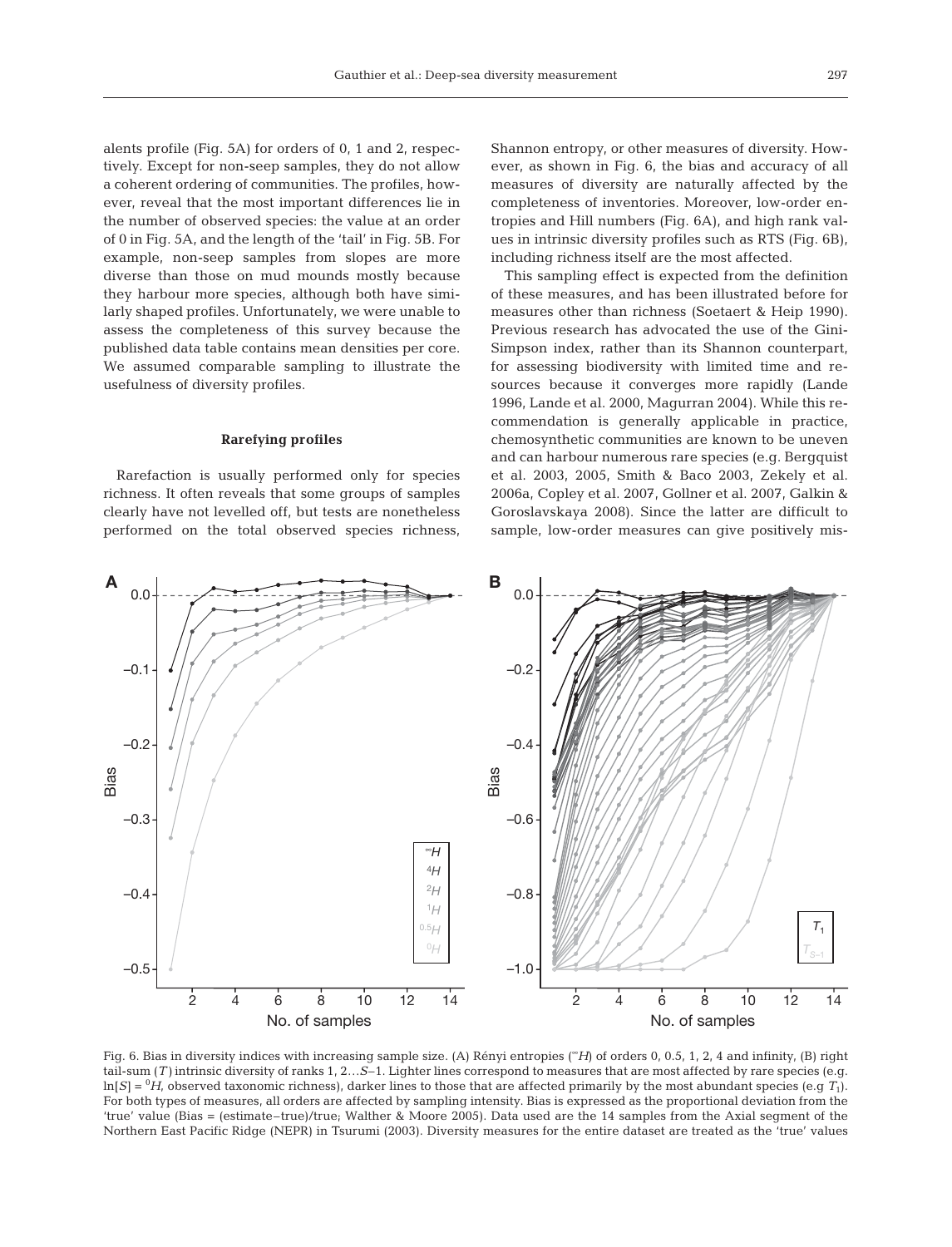alents profile (Fig. 5A) for orders of 0, 1 and 2, respectively. Except for non-seep samples, they do not allow a coherent ordering of communities. The profiles, however, reveal that the most important differences lie in the number of observed species: the value at an order of 0 in Fig. 5A, and the length of the 'tail' in Fig. 5B. For example, non-seep samples from slopes are more diverse than those on mud mounds mostly because they harbour more species, although both have similarly shaped profiles. Unfortunately, we were unable to assess the completeness of this survey because the published data table contains mean densities per core. We assumed comparable sampling to illustrate the usefulness of diversity profiles.

### Rarefying profiles

Rarefaction is usually performed only for species richness. It often reveals that some groups of samples clearly have not levelled off, but tests are nonetheless performed on the total observed species richness, Shannon entropy, or other measures of diversity. However, as shown in Fig. 6, the bias and accuracy of all measures of diversity are naturally affected by the completeness of inventories. Moreover, low-order entropies and Hill numbers (Fig. 6A), and high rank values in intrinsic diversity profiles such as RTS (Fig. 6B), including richness itself are the most affected.

This sampling effect is expected from the definition of these measures, and has been illustrated before for measures other than richness (Soetaert & Heip 1990). Previous research has advocated the use of the Gini-Simpson index, rather than its Shannon counterpart, for assessing biodiversity with limited time and resources because it converges more rapidly (Lande 1996, Lande et al. 2000, Magurran 2004). While this recommendation is generally applicable in practice, chemosynthetic communities are known to be uneven and can harbour numerous rare species (e.g. Bergquist et al. 2003, 2005, Smith & Baco 2003, Zekely et al. 2006a, Copley et al. 2007, Gollner et al. 2007, Galkin & Goroslavskaya 2008). Since the latter are difficult to sample, low-order measures can give positively mis-

Fig. 6. Bias in diversity indices with increasing sample size. (A) Rényi entropies (${}^{\alpha}H$) of orders 0, 0.5, 1, 2, 4 and infinity, (B) right tail-sum ($T$) intrinsic diversity of ranks 1, 2…$S$–1. Lighter lines correspond to measures that are most affected by rare species (e.g. $\ln[S] = {}^{0}H$, observed taxonomic richness), darker lines to those that are affected primarily by the most abundant species (e.g $T_1$). For both types of measures, all orders are affected by sampling intensity. Bias is expressed as the proportional deviation from the 'true' value (Bias = (estimate–true)/true; Walther & Moore 2005). Data used are the 14 samples from the Axial segment of the Northern East Pacific Ridge (NEPR) in Tsurumi (2003). Diversity measures for the entire dataset are treated as the 'true' values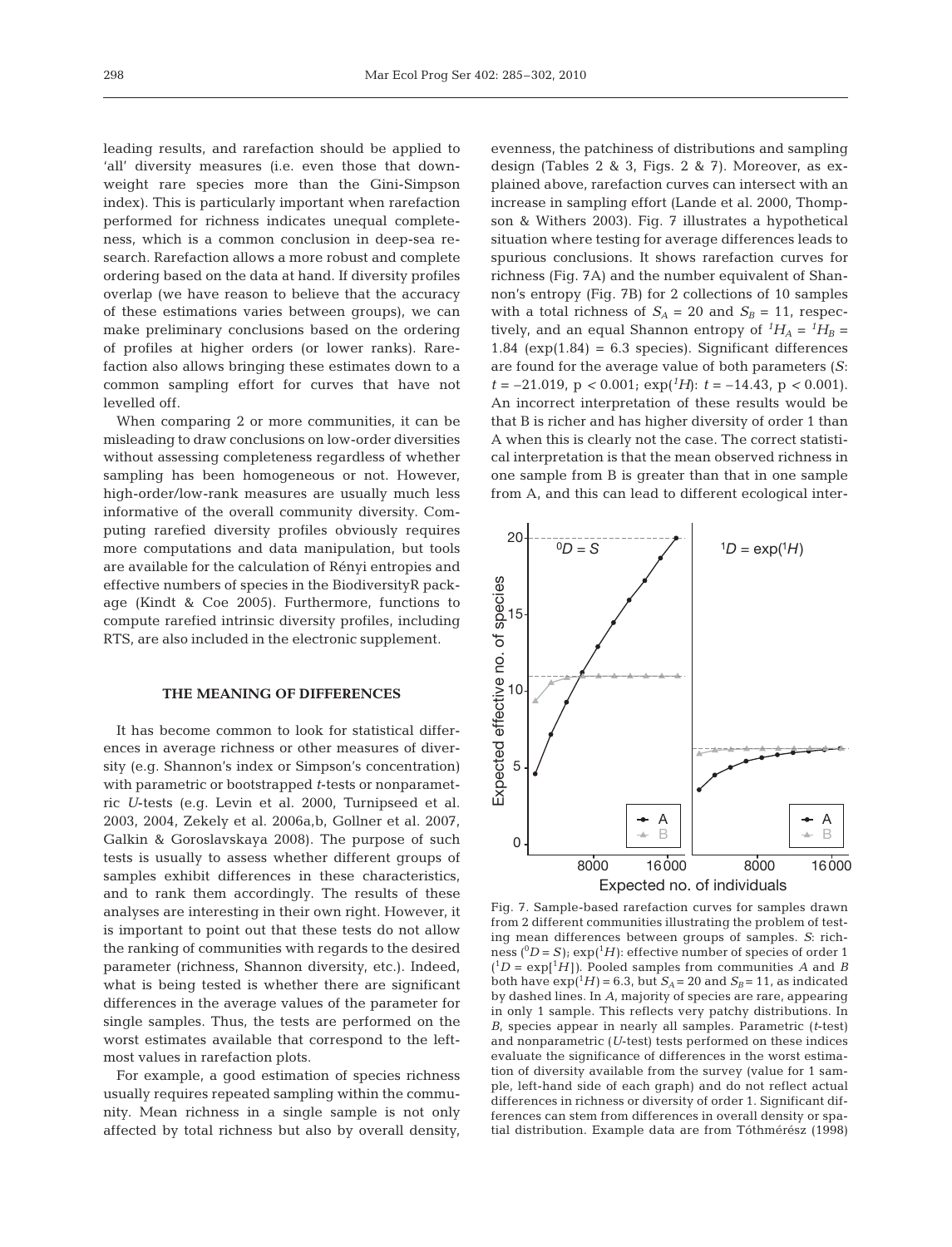leading results, and rarefaction should be applied to 'all' diversity measures (i.e. even those that downweight rare species more than the Gini-Simpson index). This is particularly important when rarefaction performed for richness indicates unequal completeness, which is a common conclusion in deep-sea research. Rarefaction allows a more robust and complete ordering based on the data at hand. If diversity profiles overlap (we have reason to believe that the accuracy of these estimations varies between groups), we can make preliminary conclusions based on the ordering of profiles at higher orders (or lower ranks). Rarefaction also allows bringing these estimates down to a common sampling effort for curves that have not levelled off.

When comparing 2 or more communities, it can be misleading to draw conclusions on low-order diversities without assessing completeness regardless of whether sampling has been homogeneous or not. However, high-order/low-rank measures are usually much less informative of the overall community diversity. Computing rarefied diversity profiles obviously requires more computations and data manipulation, but tools are available for the calculation of Rényi entropies and effective numbers of species in the BiodiversityR package (Kindt & Coe 2005). Furthermore, functions to compute rarefied intrinsic diversity profiles, including RTS, are also included in the electronic supplement.

## THE MEANING OF DIFFERENCES

It has become common to look for statistical differences in average richness or other measures of diversity (e.g. Shannon's index or Simpson's concentration) with parametric or bootstrapped *t*-tests or nonparametric *U*-tests (e.g. Levin et al. 2000, Turnipseed et al. 2003, 2004, Zekely et al. 2006a,b, Gollner et al. 2007, Galkin & Goroslavskaya 2008). The purpose of such tests is usually to assess whether different groups of samples exhibit differences in these characteristics, and to rank them accordingly. The results of these analyses are interesting in their own right. However, it is important to point out that these tests do not allow the ranking of communities with regards to the desired parameter (richness, Shannon diversity, etc.). Indeed, what is being tested is whether there are significant differences in the average values of the parameter for single samples. Thus, the tests are performed on the worst estimates available that correspond to the leftmost values in rarefaction plots.

For example, a good estimation of species richness usually requires repeated sampling within the community. Mean richness in a single sample is not only affected by total richness but also by overall density, evenness, the patchiness of distributions and sampling design (Tables 2 & 3, Figs. 2 & 7). Moreover, as explained above, rarefaction curves can intersect with an increase in sampling effort (Lande et al. 2000, Thompson & Withers 2003). Fig. 7 illustrates a hypothetical situation where testing for average differences leads to spurious conclusions. It shows rarefaction curves for richness (Fig. 7A) and the number equivalent of Shannon's entropy (Fig. 7B) for 2 collections of 10 samples with a total richness of $S_A = 20$ and $S_B = 11$, respectively, and an equal Shannon entropy of ${}^1H_A = {}^1H_B = 1.84$ ($\exp(1.84) = 6.3$ species). Significant differences are found for the average value of both parameters (*S*: $t = -21.019$, $p < 0.001$; $\exp({}^1H)$: $t = -14.43$, $p < 0.001$). An incorrect interpretation of these results would be that B is richer and has higher diversity of order 1 than A when this is clearly not the case. The correct statistical interpretation is that the mean observed richness in one sample from B is greater than that in one sample from A, and this can lead to different ecological inter-

Fig. 7. Sample-based rarefaction curves for samples drawn from 2 different communities illustrating the problem of testing mean differences between groups of samples. *S*: richness (${}^0D = S$); $\exp({}^1H)$: effective number of species of order 1 (${}^1D = \exp[{}^1H]$). Pooled samples from communities *A* and *B* both have $\exp({}^1H) = 6.3$, but $S_A = 20$ and $S_B = 11$, as indicated by dashed lines. In *A*, majority of species are rare, appearing in only 1 sample. This reflects very patchy distributions. In *B*, species appear in nearly all samples. Parametric (*t*-test) and nonparametric (*U*-test) tests performed on these indices evaluate the significance of differences in the worst estimation of diversity available from the survey (value for 1 sample, left-hand side of each graph) and do not reflect actual differences in richness or diversity of order 1. Significant differences can stem from differences in overall density or spatial distribution. Example data are from Tóthmérész (1998)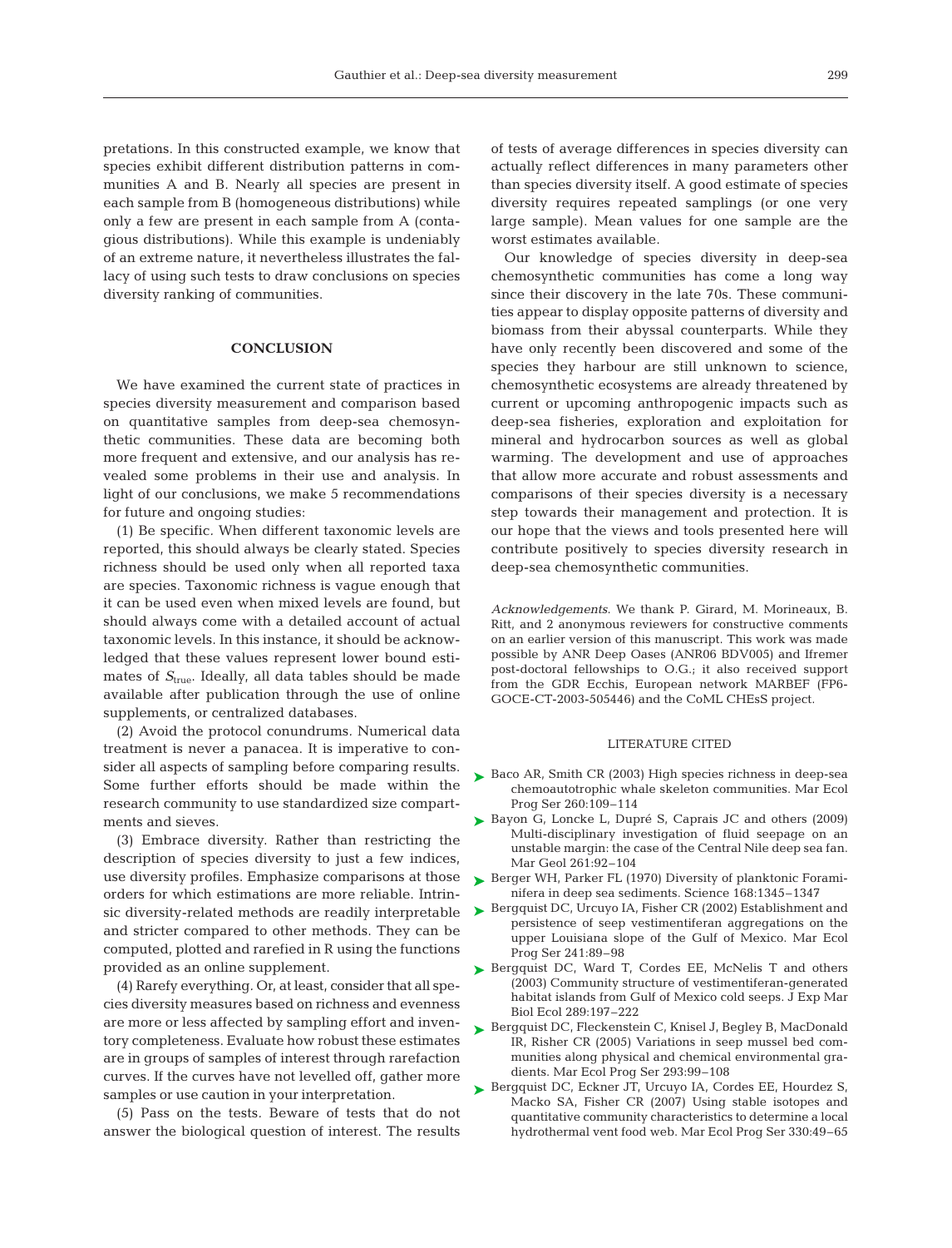pretations. In this constructed example, we know that species exhibit different distribution patterns in communities A and B. Nearly all species are present in each sample from B (homogeneous distributions) while only a few are present in each sample from A (contagious distributions). While this example is undeniably of an extreme nature, it nevertheless illustrates the fallacy of using such tests to draw conclusions on species diversity ranking of communities.

## CONCLUSION

We have examined the current state of practices in species diversity measurement and comparison based on quantitative samples from deep-sea chemosynthetic communities. These data are becoming both more frequent and extensive, and our analysis has revealed some problems in their use and analysis. In light of our conclusions, we make 5 recommendations for future and ongoing studies:

(1) Be specific. When different taxonomic levels are reported, this should always be clearly stated. Species richness should be used only when all reported taxa are species. Taxonomic richness is vague enough that it can be used even when mixed levels are found, but should always come with a detailed account of actual taxonomic levels. In this instance, it should be acknowledged that these values represent lower bound estimates of $S_{\text{true}}$. Ideally, all data tables should be made available after publication through the use of online supplements, or centralized databases.

(2) Avoid the protocol conundrums. Numerical data treatment is never a panacea. It is imperative to consider all aspects of sampling before comparing results. Some further efforts should be made within the research community to use standardized size compartments and sieves.

(3) Embrace diversity. Rather than restricting the description of species diversity to just a few indices, use diversity profiles. Emphasize comparisons at those orders for which estimations are more reliable. Intrinsic diversity-related methods are readily interpretable and stricter compared to other methods. They can be computed, plotted and rarefied in R using the functions provided as an online supplement.

(4) Rarefy everything. Or, at least, consider that all species diversity measures based on richness and evenness are more or less affected by sampling effort and inventory completeness. Evaluate how robust these estimates are in groups of samples of interest through rarefaction curves. If the curves have not levelled off, gather more samples or use caution in your interpretation.

(5) Pass on the tests. Beware of tests that do not answer the biological question of interest. The results of tests of average differences in species diversity can actually reflect differences in many parameters other than species diversity itself. A good estimate of species diversity requires repeated samplings (or one very large sample). Mean values for one sample are the worst estimates available.

Our knowledge of species diversity in deep-sea chemosynthetic communities has come a long way since their discovery in the late 70s. These communities appear to display opposite patterns of diversity and biomass from their abyssal counterparts. While they have only recently been discovered and some of the species they harbour are still unknown to science, chemosynthetic ecosystems are already threatened by current or upcoming anthropogenic impacts such as deep-sea fisheries, exploration and exploitation for mineral and hydrocarbon sources as well as global warming. The development and use of approaches that allow more accurate and robust assessments and comparisons of their species diversity is a necessary step towards their management and protection. It is our hope that the views and tools presented here will contribute positively to species diversity research in deep-sea chemosynthetic communities.

*Acknowledgements*. We thank P. Girard, M. Morineaux, B. Ritt, and 2 anonymous reviewers for constructive comments on an earlier version of this manuscript. This work was made possible by ANR Deep Oases (ANR06 BDV005) and Ifremer post-doctoral fellowships to O.G.; it also received support from the GDR Ecchis, European network MARBEF (FP6-GOCE-CT-2003-505446) and the CoML CHEsS project.

## LITERATURE CITED

- Baco AR, Smith CR (2003) High species richness in deep-sea chemoautotrophic whale skeleton communities. Mar Ecol Prog Ser 260:109–114
- Bayon G, Loncke L, Dupré S, Caprais JC and others (2009) Multi-disciplinary investigation of fluid seepage on an unstable margin: the case of the Central Nile deep sea fan. Mar Geol 261:92–104
- Berger WH, Parker FL (1970) Diversity of planktonic Foraminifera in deep sea sediments. Science 168:1345–1347
- Bergquist DC, Urcuyo IA, Fisher CR (2002) Establishment and persistence of seep vestimentiferan aggregations on the upper Louisiana slope of the Gulf of Mexico. Mar Ecol Prog Ser 241:89–98
- Bergquist DC, Ward T, Cordes EE, McNelis T and others (2003) Community structure of vestimentiferan-generated habitat islands from Gulf of Mexico cold seeps. J Exp Mar Biol Ecol 289:197–222
- Bergquist DC, Fleckenstein C, Knisel J, Begley B, MacDonald IR, Risher CR (2005) Variations in seep mussel bed communities along physical and chemical environmental gradients. Mar Ecol Prog Ser 293:99–108
- Bergquist DC, Eckner JT, Urcuyo IA, Cordes EE, Hourdez S, Macko SA, Fisher CR (2007) Using stable isotopes and quantitative community characteristics to determine a local hydrothermal vent food web. Mar Ecol Prog Ser 330:49–65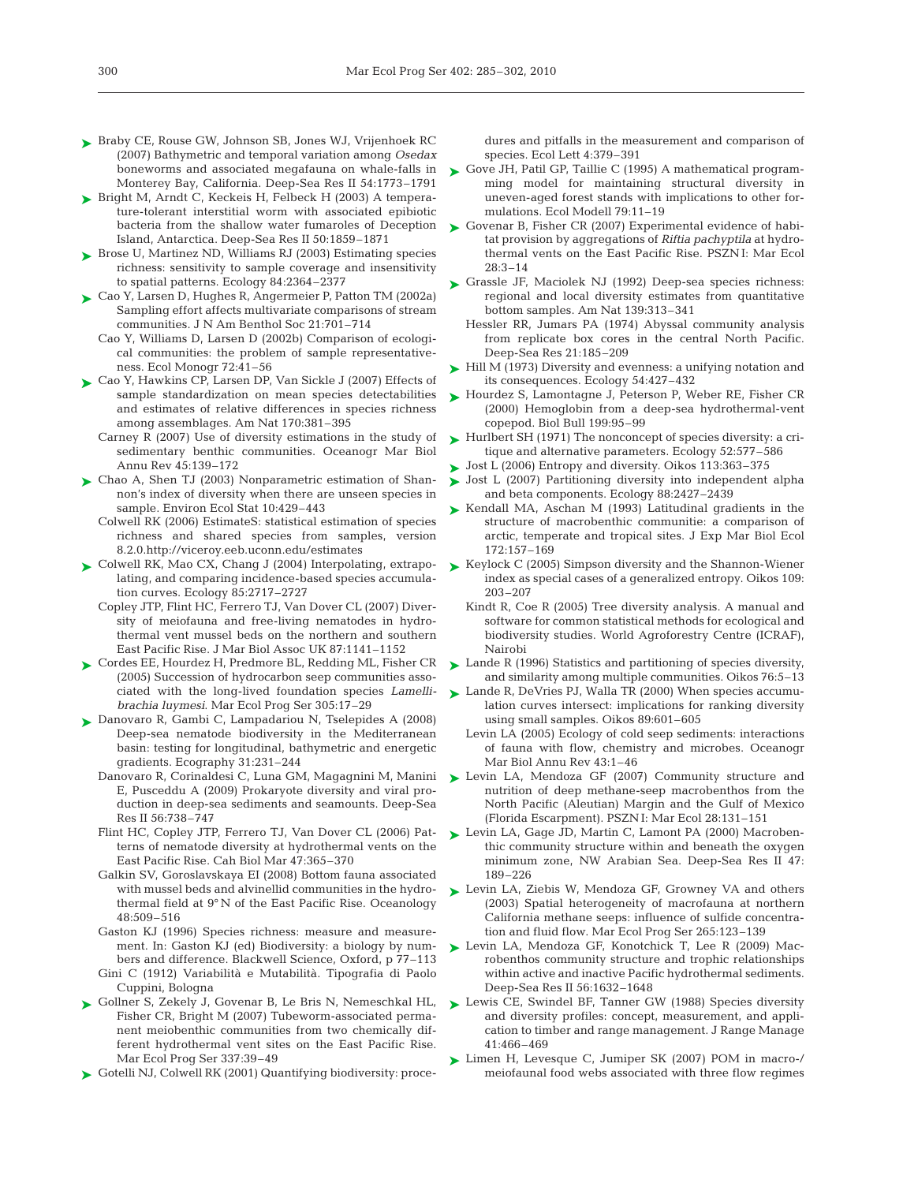Braby CE, Rouse GW, Johnson SB, Jones WJ, Vrijenhoek RC (2007) Bathymetric and temporal variation among *Osedax* boneworms and associated megafauna on whale-falls in Monterey Bay, California. Deep-Sea Res II 54:1773–1791

Bright M, Arndt C, Keckeis H, Felbeck H (2003) A temperature-tolerant interstitial worm with associated epibiotic bacteria from the shallow water fumaroles of Deception Island, Antarctica. Deep-Sea Res II 50:1859–1871

Brose U, Martinez ND, Williams RJ (2003) Estimating species richness: sensitivity to sample coverage and insensitivity to spatial patterns. Ecology 84:2364–2377

Cao Y, Larsen D, Hughes R, Angermeier P, Patton TM (2002a) Sampling effort affects multivariate comparisons of stream communities. J N Am Benthol Soc 21:701–714

Cao Y, Williams D, Larsen D (2002b) Comparison of ecological communities: the problem of sample representativeness. Ecol Monogr 72:41–56

Cao Y, Hawkins CP, Larsen DP, Van Sickle J (2007) Effects of sample standardization on mean species detectabilities and estimates of relative differences in species richness among assemblages. Am Nat 170:381–395

Carney R (2007) Use of diversity estimations in the study of sedimentary benthic communities. Oceanogr Mar Biol Annu Rev 45:139–172

Chao A, Shen TJ (2003) Nonparametric estimation of Shannon's index of diversity when there are unseen species in sample. Environ Ecol Stat 10:429–443

Colwell RK (2006) EstimateS: statistical estimation of species richness and shared species from samples, version 8.2.0.http://viceroy.eeb.uconn.edu/estimates

Colwell RK, Mao CX, Chang J (2004) Interpolating, extrapolating, and comparing incidence-based species accumulation curves. Ecology 85:2717–2727

Copley JTP, Flint HC, Ferrero TJ, Van Dover CL (2007) Diversity of meiofauna and free-living nematodes in hydrothermal vent mussel beds on the northern and southern East Pacific Rise. J Mar Biol Assoc UK 87:1141–1152

Cordes EE, Hourdez H, Predmore BL, Redding ML, Fisher CR (2005) Succession of hydrocarbon seep communities associated with the long-lived foundation species *Lamellibrachia luymesi*. Mar Ecol Prog Ser 305:17–29

Danovaro R, Gambi C, Lampadariou N, Tselepides A (2008) Deep-sea nematode biodiversity in the Mediterranean basin: testing for longitudinal, bathymetric and energetic gradients. Ecography 31:231–244

Danovaro R, Corinaldesi C, Luna GM, Magagnini M, Manini E, Pusceddu A (2009) Prokaryote diversity and viral production in deep-sea sediments and seamounts. Deep-Sea Res II 56:738–747

Flint HC, Copley JTP, Ferrero TJ, Van Dover CL (2006) Patterns of nematode diversity at hydrothermal vents on the East Pacific Rise. Cah Biol Mar 47:365–370

Galkin SV, Goroslavskaya EI (2008) Bottom fauna associated with mussel beds and alvinellid communities in the hydrothermal field at 9° N of the East Pacific Rise. Oceanology 48:509–516

Gaston KJ (1996) Species richness: measure and measurement. In: Gaston KJ (ed) Biodiversity: a biology by numbers and difference. Blackwell Science, Oxford, p 77–113

Gini C (1912) Variabilità e Mutabilità. Tipografia di Paolo Cuppini, Bologna

Gollner S, Zekely J, Govenar B, Le Bris N, Nemeschkal HL, Fisher CR, Bright M (2007) Tubeworm-associated permanent meiobenthic communities from two chemically different hydrothermal vent sites on the East Pacific Rise. Mar Ecol Prog Ser 337:39–49

Gotelli NJ, Colwell RK (2001) Quantifying biodiversity: procedures and pitfalls in the measurement and comparison of species. Ecol Lett 4:379–391

Gove JH, Patil GP, Taillie C (1995) A mathematical programming model for maintaining structural diversity in uneven-aged forest stands with implications to other formulations. Ecol Modell 79:11–19

Govenar B, Fisher CR (2007) Experimental evidence of habitat provision by aggregations of *Riftia pachyptila* at hydrothermal vents on the East Pacific Rise. PSZNI: Mar Ecol 28:3–14

Grassle JF, Maciolek NJ (1992) Deep-sea species richness: regional and local diversity estimates from quantitative bottom samples. Am Nat 139:313–341

Hessler RR, Jumars PA (1974) Abyssal community analysis from replicate box cores in the central North Pacific. Deep-Sea Res 21:185–209

Hill M (1973) Diversity and evenness: a unifying notation and its consequences. Ecology 54:427–432

Hourdez S, Lamontagne J, Peterson P, Weber RE, Fisher CR (2000) Hemoglobin from a deep-sea hydrothermal-vent copepod. Biol Bull 199:95–99

Hurlbert SH (1971) The nonconcept of species diversity: a critique and alternative parameters. Ecology 52:577–586

Jost L (2006) Entropy and diversity. Oikos 113:363–375

Jost L (2007) Partitioning diversity into independent alpha and beta components. Ecology 88:2427–2439

Kendall MA, Aschan M (1993) Latitudinal gradients in the structure of macrobenthic communitie: a comparison of arctic, temperate and tropical sites. J Exp Mar Biol Ecol 172:157–169

Keylock C (2005) Simpson diversity and the Shannon-Wiener index as special cases of a generalized entropy. Oikos 109: 203–207

Kindt R, Coe R (2005) Tree diversity analysis. A manual and software for common statistical methods for ecological and biodiversity studies. World Agroforestry Centre (ICRAF), Nairobi

Lande R (1996) Statistics and partitioning of species diversity, and similarity among multiple communities. Oikos 76:5–13

Lande R, DeVries PJ, Walla TR (2000) When species accumulation curves intersect: implications for ranking diversity using small samples. Oikos 89:601–605

Levin LA (2005) Ecology of cold seep sediments: interactions of fauna with flow, chemistry and microbes. Oceanogr Mar Biol Annu Rev 43:1–46

Levin LA, Mendoza GF (2007) Community structure and nutrition of deep methane-seep macrobenthos from the North Pacific (Aleutian) Margin and the Gulf of Mexico (Florida Escarpment). PSZNI: Mar Ecol 28:131–151

Levin LA, Gage JD, Martin C, Lamont PA (2000) Macrobenthic community structure within and beneath the oxygen minimum zone, NW Arabian Sea. Deep-Sea Res II 47: 189–226

Levin LA, Ziebis W, Mendoza GF, Growney VA and others (2003) Spatial heterogeneity of macrofauna at northern California methane seeps: influence of sulfide concentration and fluid flow. Mar Ecol Prog Ser 265:123–139

Levin LA, Mendoza GF, Konotchick T, Lee R (2009) Macrobenthos community structure and trophic relationships within active and inactive Pacific hydrothermal sediments. Deep-Sea Res II 56:1632–1648

Lewis CE, Swindel BF, Tanner GW (1988) Species diversity and diversity profiles: concept, measurement, and application to timber and range management. J Range Manage 41:466–469

Limen H, Levesque C, Jumiper SK (2007) POM in macro-/meiofaunal food webs associated with three flow regimes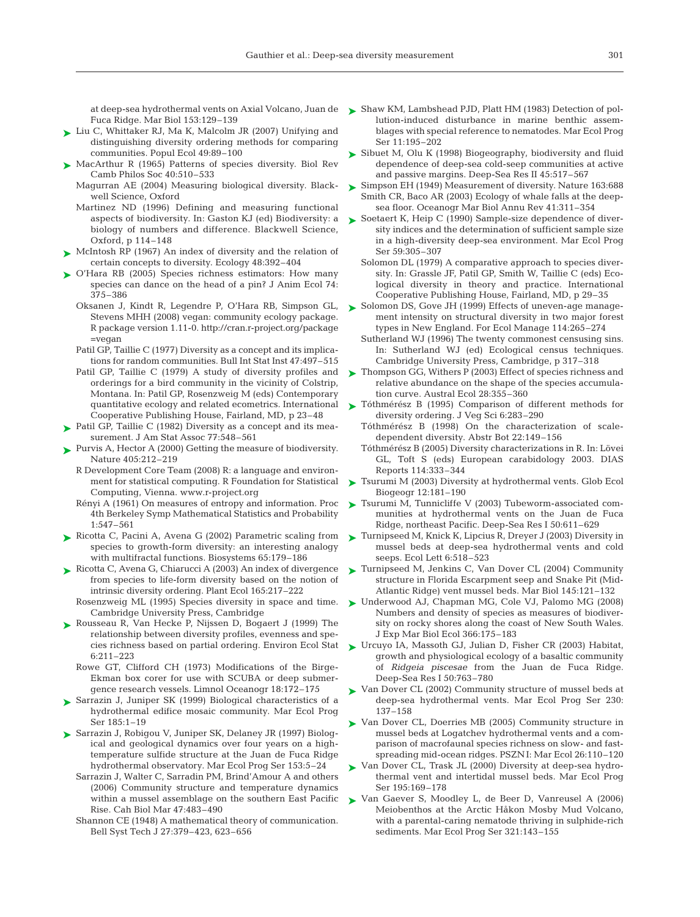at deep-sea hydrothermal vents on Axial Volcano, Juan de Fuca Ridge. Mar Biol 153:129–139

Liu C, Whittaker RJ, Ma K, Malcolm JR (2007) Unifying and distinguishing diversity ordering methods for comparing communities. Popul Ecol 49:89–100

MacArthur R (1965) Patterns of species diversity. Biol Rev Camb Philos Soc 40:510–533

Magurran AE (2004) Measuring biological diversity. Blackwell Science, Oxford

Martinez ND (1996) Defining and measuring functional aspects of biodiversity. In: Gaston KJ (ed) Biodiversity: a biology of numbers and difference. Blackwell Science, Oxford, p 114–148

McIntosh RP (1967) An index of diversity and the relation of certain concepts to diversity. Ecology 48:392–404

O'Hara RB (2005) Species richness estimators: How many species can dance on the head of a pin? J Anim Ecol 74: 375–386

Oksanen J, Kindt R, Legendre P, O'Hara RB, Simpson GL, Stevens MHH (2008) vegan: community ecology package. R package version 1.11-0. http://cran.r-project.org/package =vegan

Patil GP, Taillie C (1977) Diversity as a concept and its implications for random communities. Bull Int Stat Inst 47:497–515

Patil GP, Taillie C (1979) A study of diversity profiles and orderings for a bird community in the vicinity of Colstrip, Montana. In: Patil GP, Rosenzweig M (eds) Contemporary quantitative ecology and related ecometrics. International Cooperative Publishing House, Fairland, MD, p 23–48

Patil GP, Taillie C (1982) Diversity as a concept and its measurement. J Am Stat Assoc 77:548–561

Purvis A, Hector A (2000) Getting the measure of biodiversity. Nature 405:212–219

R Development Core Team (2008) R: a language and environment for statistical computing. R Foundation for Statistical Computing, Vienna. www.r-project.org

Rényi A (1961) On measures of entropy and information. Proc 4th Berkeley Symp Mathematical Statistics and Probability 1:547–561

Ricotta C, Pacini A, Avena G (2002) Parametric scaling from species to growth-form diversity: an interesting analogy with multifractal functions. Biosystems 65:179–186

Ricotta C, Avena G, Chiarucci A (2003) An index of divergence from species to life-form diversity based on the notion of intrinsic diversity ordering. Plant Ecol 165:217–222

Rosenzweig ML (1995) Species diversity in space and time. Cambridge University Press, Cambridge

Rousseau R, Van Hecke P, Nijssen D, Bogaert J (1999) The relationship between diversity profiles, evenness and species richness based on partial ordering. Environ Ecol Stat 6:211–223

Rowe GT, Clifford CH (1973) Modifications of the Birge-Ekman box corer for use with SCUBA or deep submergence research vessels. Limnol Oceanogr 18:172–175

Sarrazin J, Juniper SK (1999) Biological characteristics of a hydrothermal edifice mosaic community. Mar Ecol Prog Ser 185:1–19

Sarrazin J, Robigou V, Juniper SK, Delaney JR (1997) Biological and geological dynamics over four years on a high-temperature sulfide structure at the Juan de Fuca Ridge hydrothermal observatory. Mar Ecol Prog Ser 153:5–24

Sarrazin J, Walter C, Sarradin PM, Brind'Amour A and others (2006) Community structure and temperature dynamics within a mussel assemblage on the southern East Pacific Rise. Cah Biol Mar 47:483–490

Shannon CE (1948) A mathematical theory of communication. Bell Syst Tech J 27:379–423, 623–656

Shaw KM, Lambshead PJD, Platt HM (1983) Detection of pollution-induced disturbance in marine benthic assemblages with special reference to nematodes. Mar Ecol Prog Ser 11:195–202

Sibuet M, Olu K (1998) Biogeography, biodiversity and fluid dependence of deep-sea cold-seep communities at active and passive margins. Deep-Sea Res II 45:517–567

Simpson EH (1949) Measurement of diversity. Nature 163:688

Smith CR, Baco AR (2003) Ecology of whale falls at the deep-sea floor. Oceanogr Mar Biol Annu Rev 41:311–354

Soetaert K, Heip C (1990) Sample-size dependence of diversity indices and the determination of sufficient sample size in a high-diversity deep-sea environment. Mar Ecol Prog Ser 59:305–307

Solomon DL (1979) A comparative approach to species diversity. In: Grassle JF, Patil GP, Smith W, Taillie C (eds) Ecological diversity in theory and practice. International Cooperative Publishing House, Fairland, MD, p 29–35

Solomon DS, Gove JH (1999) Effects of uneven-age management intensity on structural diversity in two major forest types in New England. For Ecol Manage 114:265–274

Sutherland WJ (1996) The twenty commonest censusing sins. In: Sutherland WJ (ed) Ecological census techniques. Cambridge University Press, Cambridge, p 317–318

Thompson GG, Withers P (2003) Effect of species richness and relative abundance on the shape of the species accumulation curve. Austral Ecol 28:355–360

Tóthmérész B (1995) Comparison of different methods for diversity ordering. J Veg Sci 6:283–290

Tóthmérész B (1998) On the characterization of scale-dependent diversity. Abstr Bot 22:149–156

Tóthmérész B (2005) Diversity characterizations in R. In: Lövei GL, Toft S (eds) European carabidology 2003. DIAS Reports 114:333–344

Tsurumi M (2003) Diversity at hydrothermal vents. Glob Ecol Biogeogr 12:181–190

Tsurumi M, Tunnicliffe V (2003) Tubeworm-associated communities at hydrothermal vents on the Juan de Fuca Ridge, northeast Pacific. Deep-Sea Res I 50:611–629

Turnipseed M, Knick K, Lipcius R, Dreyer J (2003) Diversity in mussel beds at deep-sea hydrothermal vents and cold seeps. Ecol Lett 6:518–523

Turnipseed M, Jenkins C, Van Dover CL (2004) Community structure in Florida Escarpment seep and Snake Pit (Mid-Atlantic Ridge) vent mussel beds. Mar Biol 145:121–132

Underwood AJ, Chapman MG, Cole VJ, Palomo MG (2008) Numbers and density of species as measures of biodiversity on rocky shores along the coast of New South Wales. J Exp Mar Biol Ecol 366:175–183

Urcuyo IA, Massoth GJ, Julian D, Fisher CR (2003) Habitat, growth and physiological ecology of a basaltic community of *Ridgeia piscesae* from the Juan de Fuca Ridge. Deep-Sea Res I 50:763–780

Van Dover CL (2002) Community structure of mussel beds at deep-sea hydrothermal vents. Mar Ecol Prog Ser 230: 137–158

Van Dover CL, Doerries MB (2005) Community structure in mussel beds at Logatchev hydrothermal vents and a comparison of macrofaunal species richness on slow- and fast-spreading mid-ocean ridges. PSZNI: Mar Ecol 26:110–120

Van Dover CL, Trask JL (2000) Diversity at deep-sea hydrothermal vent and intertidal mussel beds. Mar Ecol Prog Ser 195:169–178

Van Gaever S, Moodley L, de Beer D, Vanreusel A (2006) Meiobenthos at the Arctic Håkon Mosby Mud Volcano, with a parental-caring nematode thriving in sulphide-rich sediments. Mar Ecol Prog Ser 321:143–155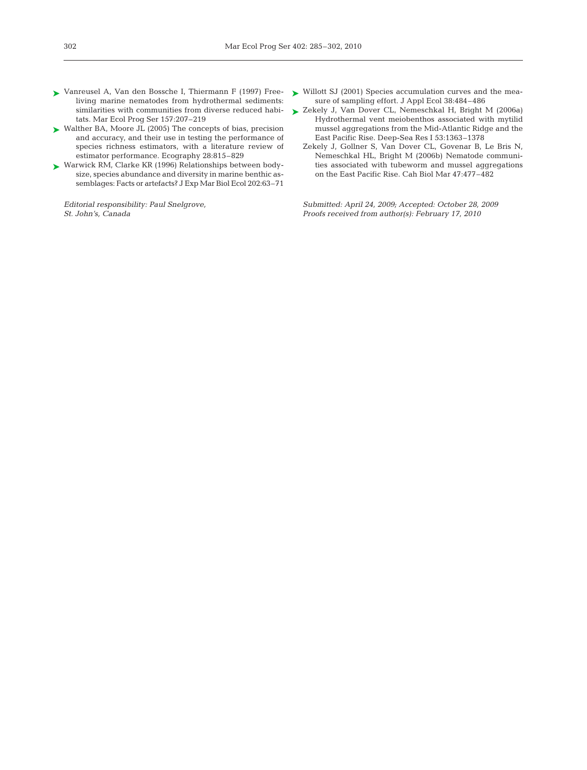Vanreusel A, Van den Bossche I, Thiermann F (1997) Free-living marine nematodes from hydrothermal sediments: similarities with communities from diverse reduced habitats. Mar Ecol Prog Ser 157:207–219

Walther BA, Moore JL (2005) The concepts of bias, precision and accuracy, and their use in testing the performance of species richness estimators, with a literature review of estimator performance. Ecography 28:815–829

Warwick RM, Clarke KR (1996) Relationships between body-size, species abundance and diversity in marine benthic assemblages: Facts or artefacts? J Exp Mar Biol Ecol 202:63–71

Willott SJ (2001) Species accumulation curves and the measure of sampling effort. J Appl Ecol 38:484–486

Zekely J, Van Dover CL, Nemeschkal H, Bright M (2006a) Hydrothermal vent meiobenthos associated with mytilid mussel aggregations from the Mid-Atlantic Ridge and the East Pacific Rise. Deep-Sea Res I 53:1363–1378

Zekely J, Gollner S, Van Dover CL, Govenar B, Le Bris N, Nemeschkal HL, Bright M (2006b) Nematode communities associated with tubeworm and mussel aggregations on the East Pacific Rise. Cah Biol Mar 47:477–482

*Editorial responsibility: Paul Snelgrove, St. John's, Canada*

*Submitted: April 24, 2009; Accepted: October 28, 2009*
*Proofs received from author(s): February 17, 2010*